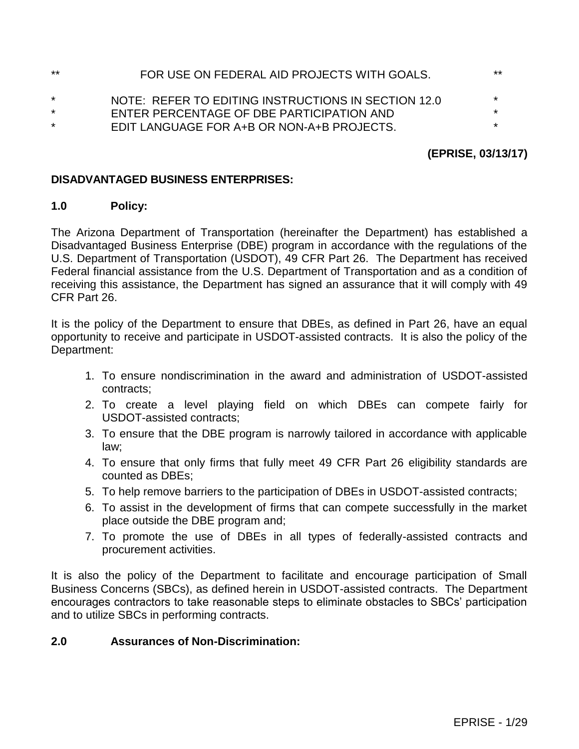** FOR USE ON FEDERAL AID PROJECTS WITH GOALS. **

* NOTE: REFER TO EDITING INSTRUCTIONS IN SECTION 12.0 *
* ENTER PERCENTAGE OF DBE PARTICIPATION AND *
* EDIT LANGUAGE FOR A+B OR NON-A+B PROJECTS. *

**(EPRISE, 03/13/17)**

**DISADVANTAGED BUSINESS ENTERPRISES:**

**1.0 Policy:**

The Arizona Department of Transportation (hereinafter the Department) has established a Disadvantaged Business Enterprise (DBE) program in accordance with the regulations of the U.S. Department of Transportation (USDOT), 49 CFR Part 26. The Department has received Federal financial assistance from the U.S. Department of Transportation and as a condition of receiving this assistance, the Department has signed an assurance that it will comply with 49 CFR Part 26.

It is the policy of the Department to ensure that DBEs, as defined in Part 26, have an equal opportunity to receive and participate in USDOT-assisted contracts. It is also the policy of the Department:

1. To ensure nondiscrimination in the award and administration of USDOT-assisted contracts;
2. To create a level playing field on which DBEs can compete fairly for USDOT-assisted contracts;
3. To ensure that the DBE program is narrowly tailored in accordance with applicable law;
4. To ensure that only firms that fully meet 49 CFR Part 26 eligibility standards are counted as DBEs;
5. To help remove barriers to the participation of DBEs in USDOT-assisted contracts;
6. To assist in the development of firms that can compete successfully in the market place outside the DBE program and;
7. To promote the use of DBEs in all types of federally-assisted contracts and procurement activities.

It is also the policy of the Department to facilitate and encourage participation of Small Business Concerns (SBCs), as defined herein in USDOT-assisted contracts. The Department encourages contractors to take reasonable steps to eliminate obstacles to SBCs' participation and to utilize SBCs in performing contracts.

**2.0 Assurances of Non-Discrimination:**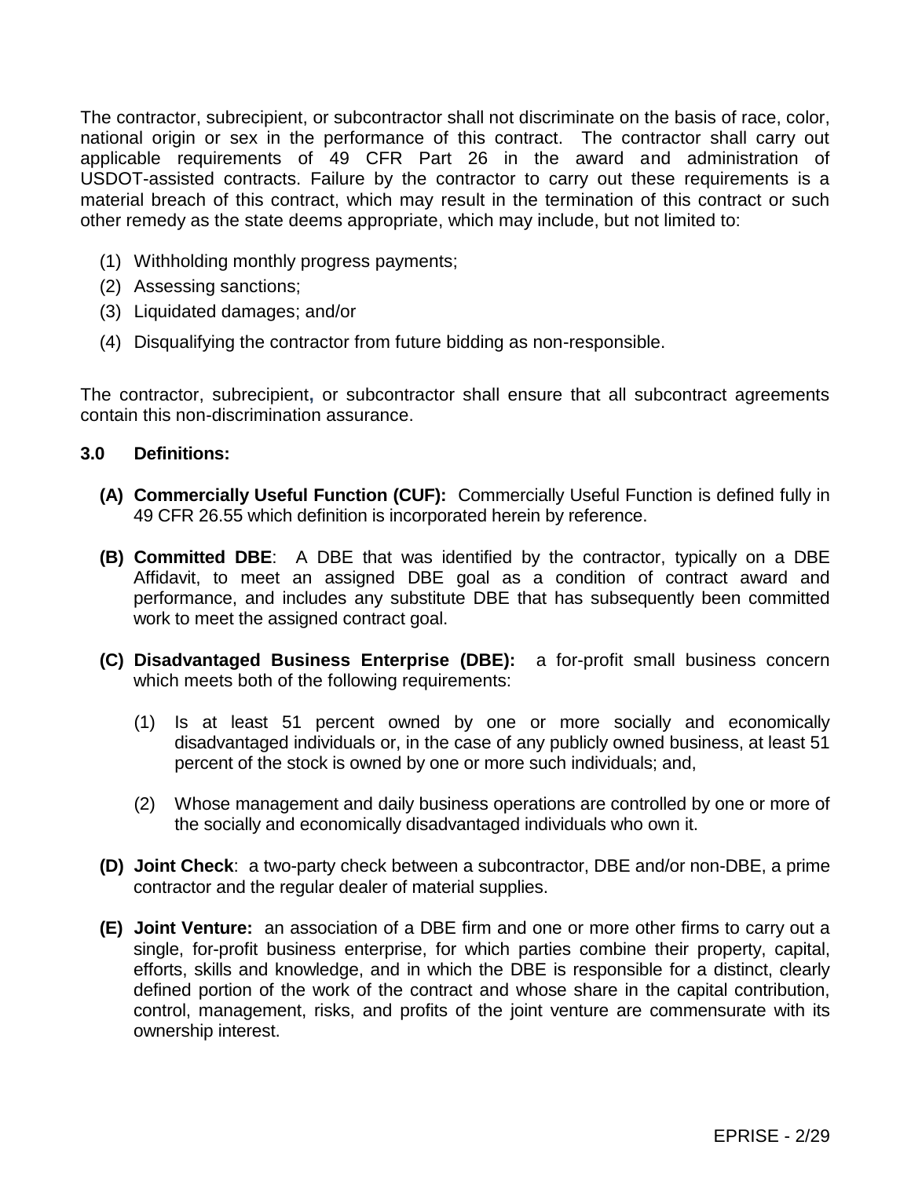The contractor, subrecipient, or subcontractor shall not discriminate on the basis of race, color, national origin or sex in the performance of this contract. The contractor shall carry out applicable requirements of 49 CFR Part 26 in the award and administration of USDOT-assisted contracts. Failure by the contractor to carry out these requirements is a material breach of this contract, which may result in the termination of this contract or such other remedy as the state deems appropriate, which may include, but not limited to:

(1) Withholding monthly progress payments;

(2) Assessing sanctions;

(3) Liquidated damages; and/or

(4) Disqualifying the contractor from future bidding as non-responsible.

The contractor, subrecipient, or subcontractor shall ensure that all subcontract agreements contain this non-discrimination assurance.

### 3.0 Definitions:

**(A) Commercially Useful Function (CUF):** Commercially Useful Function is defined fully in 49 CFR 26.55 which definition is incorporated herein by reference.

**(B) Committed DBE**: A DBE that was identified by the contractor, typically on a DBE Affidavit, to meet an assigned DBE goal as a condition of contract award and performance, and includes any substitute DBE that has subsequently been committed work to meet the assigned contract goal.

**(C) Disadvantaged Business Enterprise (DBE):** a for-profit small business concern which meets both of the following requirements:

(1) Is at least 51 percent owned by one or more socially and economically disadvantaged individuals or, in the case of any publicly owned business, at least 51 percent of the stock is owned by one or more such individuals; and,

(2) Whose management and daily business operations are controlled by one or more of the socially and economically disadvantaged individuals who own it.

**(D) Joint Check**: a two-party check between a subcontractor, DBE and/or non-DBE, a prime contractor and the regular dealer of material supplies.

**(E) Joint Venture:** an association of a DBE firm and one or more other firms to carry out a single, for-profit business enterprise, for which parties combine their property, capital, efforts, skills and knowledge, and in which the DBE is responsible for a distinct, clearly defined portion of the work of the contract and whose share in the capital contribution, control, management, risks, and profits of the joint venture are commensurate with its ownership interest.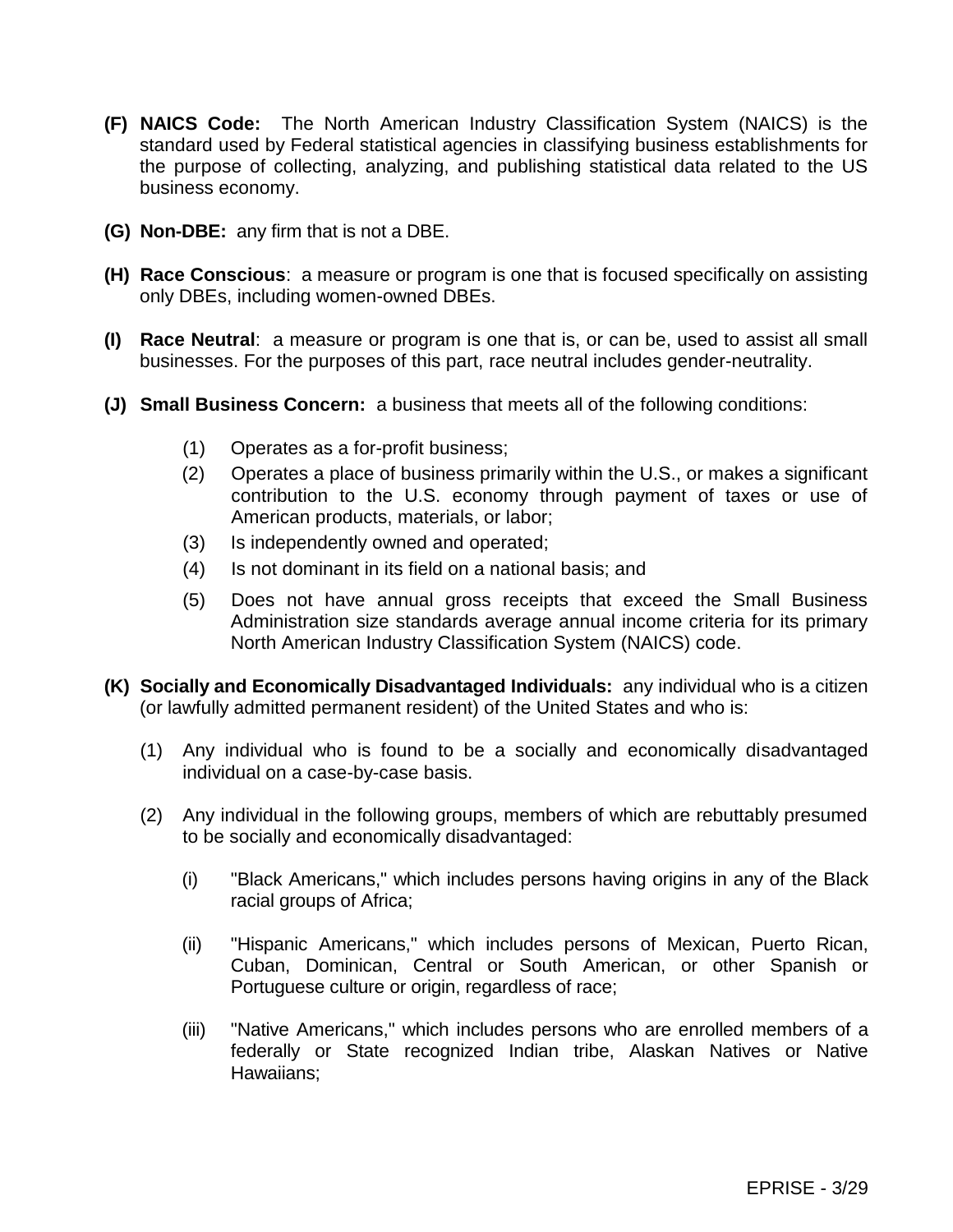**(F) NAICS Code:** The North American Industry Classification System (NAICS) is the standard used by Federal statistical agencies in classifying business establishments for the purpose of collecting, analyzing, and publishing statistical data related to the US business economy.

**(G) Non-DBE:** any firm that is not a DBE.

**(H) Race Conscious**: a measure or program is one that is focused specifically on assisting only DBEs, including women-owned DBEs.

**(I) Race Neutral**: a measure or program is one that is, or can be, used to assist all small businesses. For the purposes of this part, race neutral includes gender-neutrality.

**(J) Small Business Concern:** a business that meets all of the following conditions:

- (1) Operates as a for-profit business;
- (2) Operates a place of business primarily within the U.S., or makes a significant contribution to the U.S. economy through payment of taxes or use of American products, materials, or labor;
- (3) Is independently owned and operated;
- (4) Is not dominant in its field on a national basis; and
- (5) Does not have annual gross receipts that exceed the Small Business Administration size standards average annual income criteria for its primary North American Industry Classification System (NAICS) code.

**(K) Socially and Economically Disadvantaged Individuals:** any individual who is a citizen (or lawfully admitted permanent resident) of the United States and who is:

(1) Any individual who is found to be a socially and economically disadvantaged individual on a case-by-case basis.

(2) Any individual in the following groups, members of which are rebuttably presumed to be socially and economically disadvantaged:

(i) "Black Americans," which includes persons having origins in any of the Black racial groups of Africa;

(ii) "Hispanic Americans," which includes persons of Mexican, Puerto Rican, Cuban, Dominican, Central or South American, or other Spanish or Portuguese culture or origin, regardless of race;

(iii) "Native Americans," which includes persons who are enrolled members of a federally or State recognized Indian tribe, Alaskan Natives or Native Hawaiians;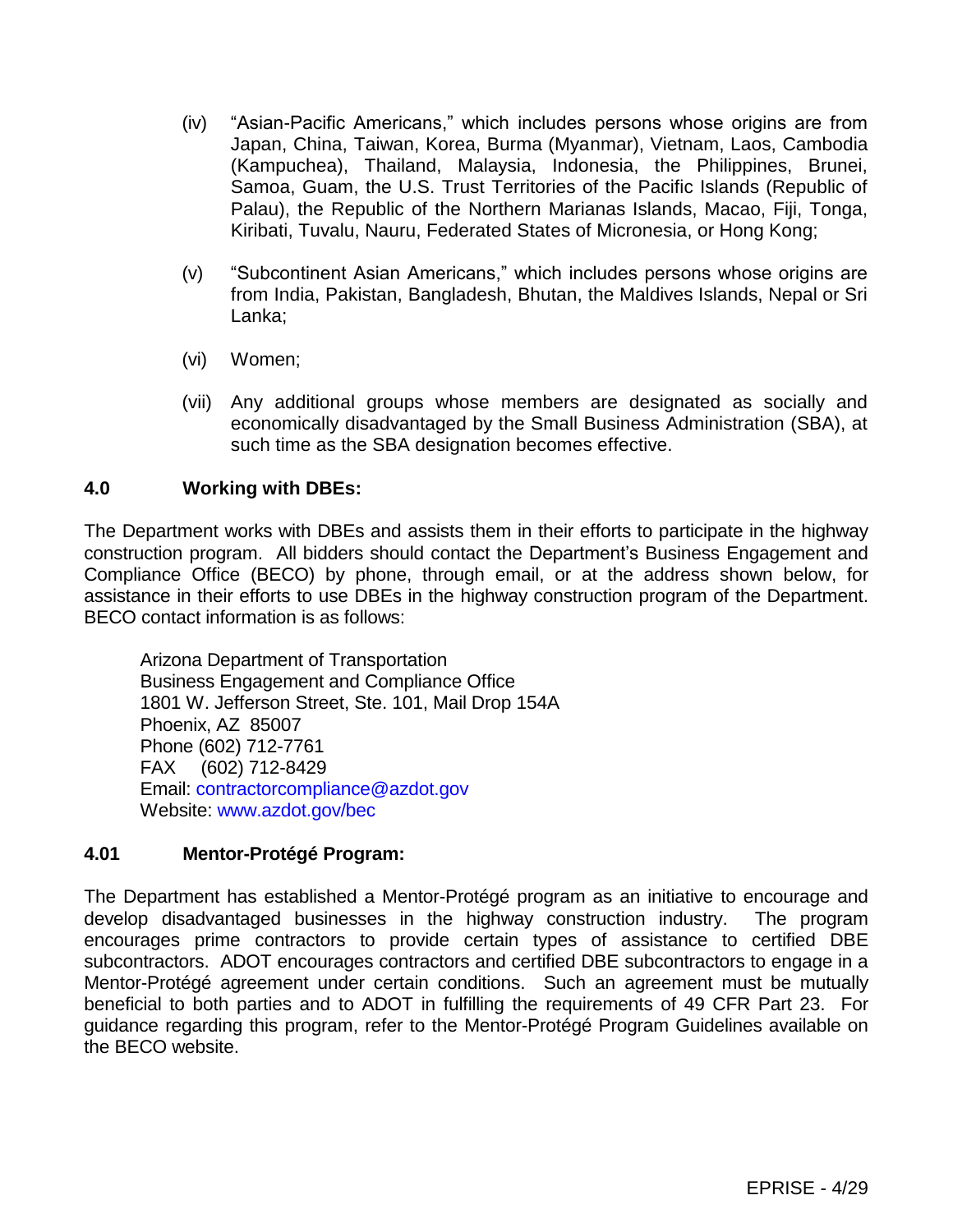(iv) "Asian-Pacific Americans," which includes persons whose origins are from Japan, China, Taiwan, Korea, Burma (Myanmar), Vietnam, Laos, Cambodia (Kampuchea), Thailand, Malaysia, Indonesia, the Philippines, Brunei, Samoa, Guam, the U.S. Trust Territories of the Pacific Islands (Republic of Palau), the Republic of the Northern Marianas Islands, Macao, Fiji, Tonga, Kiribati, Tuvalu, Nauru, Federated States of Micronesia, or Hong Kong;

(v) "Subcontinent Asian Americans," which includes persons whose origins are from India, Pakistan, Bangladesh, Bhutan, the Maldives Islands, Nepal or Sri Lanka;

(vi) Women;

(vii) Any additional groups whose members are designated as socially and economically disadvantaged by the Small Business Administration (SBA), at such time as the SBA designation becomes effective.

## 4.0 Working with DBEs:

The Department works with DBEs and assists them in their efforts to participate in the highway construction program. All bidders should contact the Department's Business Engagement and Compliance Office (BECO) by phone, through email, or at the address shown below, for assistance in their efforts to use DBEs in the highway construction program of the Department. BECO contact information is as follows:

Arizona Department of Transportation
Business Engagement and Compliance Office
1801 W. Jefferson Street, Ste. 101, Mail Drop 154A
Phoenix, AZ 85007
Phone (602) 712-7761
FAX (602) 712-8429
Email: contractorcompliance@azdot.gov
Website: www.azdot.gov/bec

## 4.01 Mentor-Protégé Program:

The Department has established a Mentor-Protégé program as an initiative to encourage and develop disadvantaged businesses in the highway construction industry. The program encourages prime contractors to provide certain types of assistance to certified DBE subcontractors. ADOT encourages contractors and certified DBE subcontractors to engage in a Mentor-Protégé agreement under certain conditions. Such an agreement must be mutually beneficial to both parties and to ADOT in fulfilling the requirements of 49 CFR Part 23. For guidance regarding this program, refer to the Mentor-Protégé Program Guidelines available on the BECO website.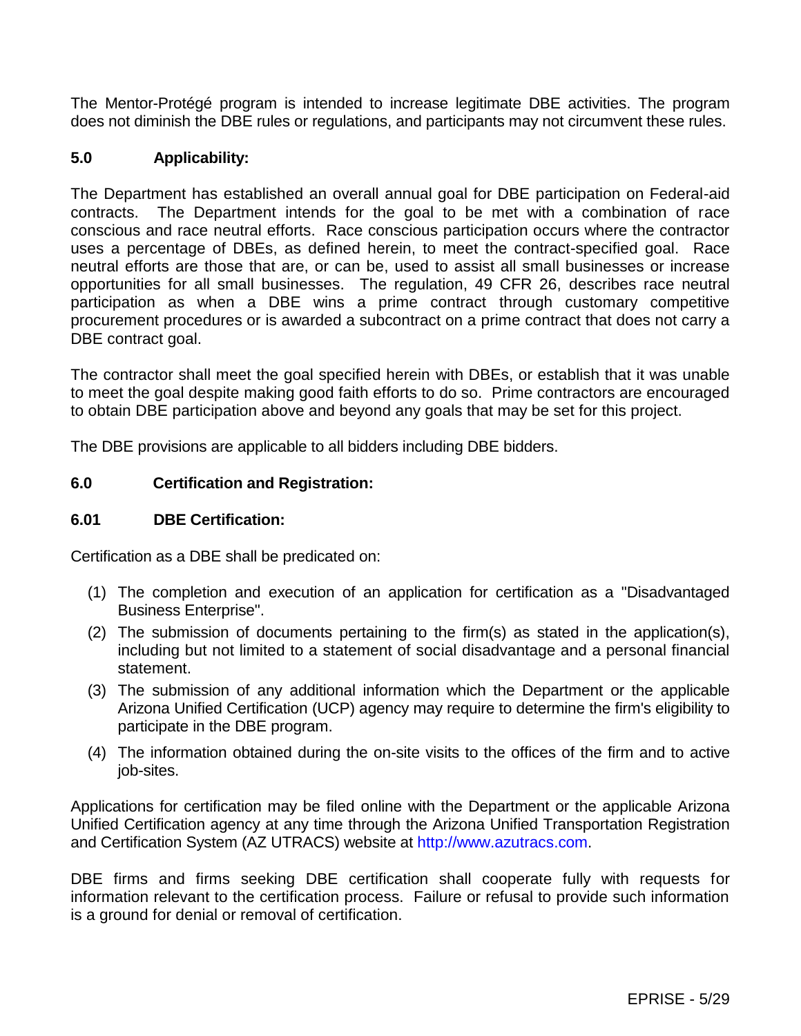The Mentor-Protégé program is intended to increase legitimate DBE activities. The program does not diminish the DBE rules or regulations, and participants may not circumvent these rules.

## 5.0 Applicability:

The Department has established an overall annual goal for DBE participation on Federal-aid contracts. The Department intends for the goal to be met with a combination of race conscious and race neutral efforts. Race conscious participation occurs where the contractor uses a percentage of DBEs, as defined herein, to meet the contract-specified goal. Race neutral efforts are those that are, or can be, used to assist all small businesses or increase opportunities for all small businesses. The regulation, 49 CFR 26, describes race neutral participation as when a DBE wins a prime contract through customary competitive procurement procedures or is awarded a subcontract on a prime contract that does not carry a DBE contract goal.

The contractor shall meet the goal specified herein with DBEs, or establish that it was unable to meet the goal despite making good faith efforts to do so. Prime contractors are encouraged to obtain DBE participation above and beyond any goals that may be set for this project.

The DBE provisions are applicable to all bidders including DBE bidders.

## 6.0 Certification and Registration:

### 6.01 DBE Certification:

Certification as a DBE shall be predicated on:

(1) The completion and execution of an application for certification as a "Disadvantaged Business Enterprise".

(2) The submission of documents pertaining to the firm(s) as stated in the application(s), including but not limited to a statement of social disadvantage and a personal financial statement.

(3) The submission of any additional information which the Department or the applicable Arizona Unified Certification (UCP) agency may require to determine the firm's eligibility to participate in the DBE program.

(4) The information obtained during the on-site visits to the offices of the firm and to active job-sites.

Applications for certification may be filed online with the Department or the applicable Arizona Unified Certification agency at any time through the Arizona Unified Transportation Registration and Certification System (AZ UTRACS) website at http://www.azutracs.com.

DBE firms and firms seeking DBE certification shall cooperate fully with requests for information relevant to the certification process. Failure or refusal to provide such information is a ground for denial or removal of certification.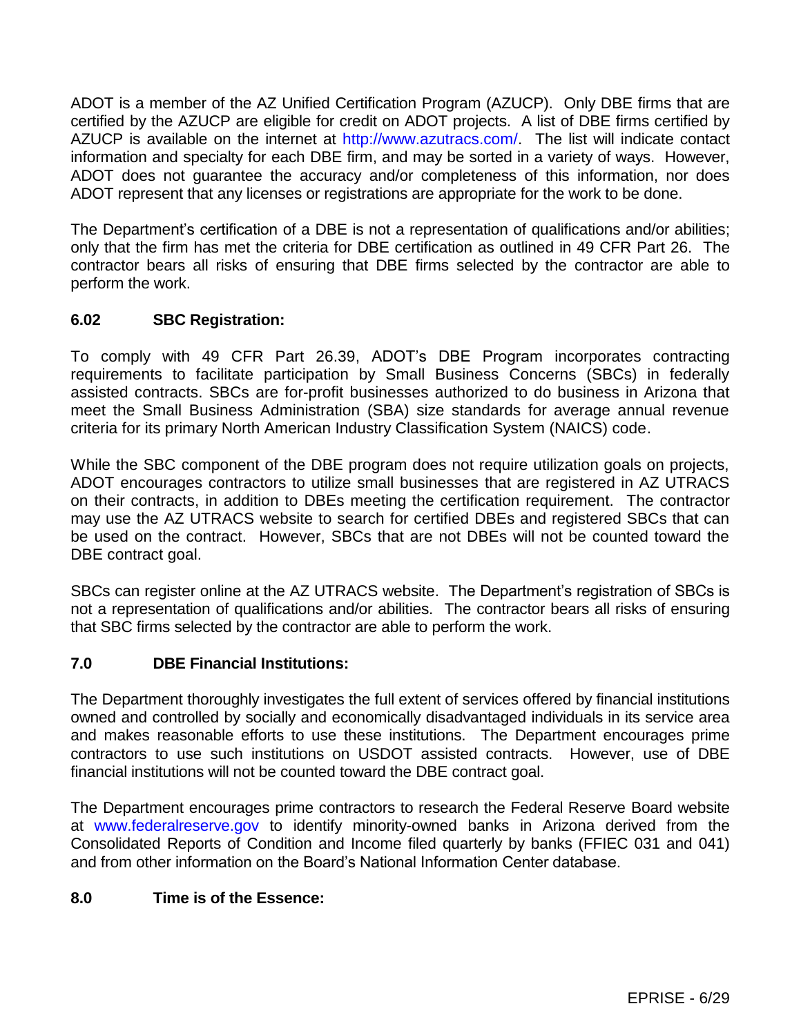ADOT is a member of the AZ Unified Certification Program (AZUCP). Only DBE firms that are certified by the AZUCP are eligible for credit on ADOT projects. A list of DBE firms certified by AZUCP is available on the internet at http://www.azutracs.com/. The list will indicate contact information and specialty for each DBE firm, and may be sorted in a variety of ways. However, ADOT does not guarantee the accuracy and/or completeness of this information, nor does ADOT represent that any licenses or registrations are appropriate for the work to be done.

The Department's certification of a DBE is not a representation of qualifications and/or abilities; only that the firm has met the criteria for DBE certification as outlined in 49 CFR Part 26. The contractor bears all risks of ensuring that DBE firms selected by the contractor are able to perform the work.

### 6.02 SBC Registration:

To comply with 49 CFR Part 26.39, ADOT's DBE Program incorporates contracting requirements to facilitate participation by Small Business Concerns (SBCs) in federally assisted contracts. SBCs are for-profit businesses authorized to do business in Arizona that meet the Small Business Administration (SBA) size standards for average annual revenue criteria for its primary North American Industry Classification System (NAICS) code.

While the SBC component of the DBE program does not require utilization goals on projects, ADOT encourages contractors to utilize small businesses that are registered in AZ UTRACS on their contracts, in addition to DBEs meeting the certification requirement. The contractor may use the AZ UTRACS website to search for certified DBEs and registered SBCs that can be used on the contract. However, SBCs that are not DBEs will not be counted toward the DBE contract goal.

SBCs can register online at the AZ UTRACS website. The Department's registration of SBCs is not a representation of qualifications and/or abilities. The contractor bears all risks of ensuring that SBC firms selected by the contractor are able to perform the work.

### 7.0 DBE Financial Institutions:

The Department thoroughly investigates the full extent of services offered by financial institutions owned and controlled by socially and economically disadvantaged individuals in its service area and makes reasonable efforts to use these institutions. The Department encourages prime contractors to use such institutions on USDOT assisted contracts. However, use of DBE financial institutions will not be counted toward the DBE contract goal.

The Department encourages prime contractors to research the Federal Reserve Board website at www.federalreserve.gov to identify minority-owned banks in Arizona derived from the Consolidated Reports of Condition and Income filed quarterly by banks (FFIEC 031 and 041) and from other information on the Board's National Information Center database.

### 8.0 Time is of the Essence: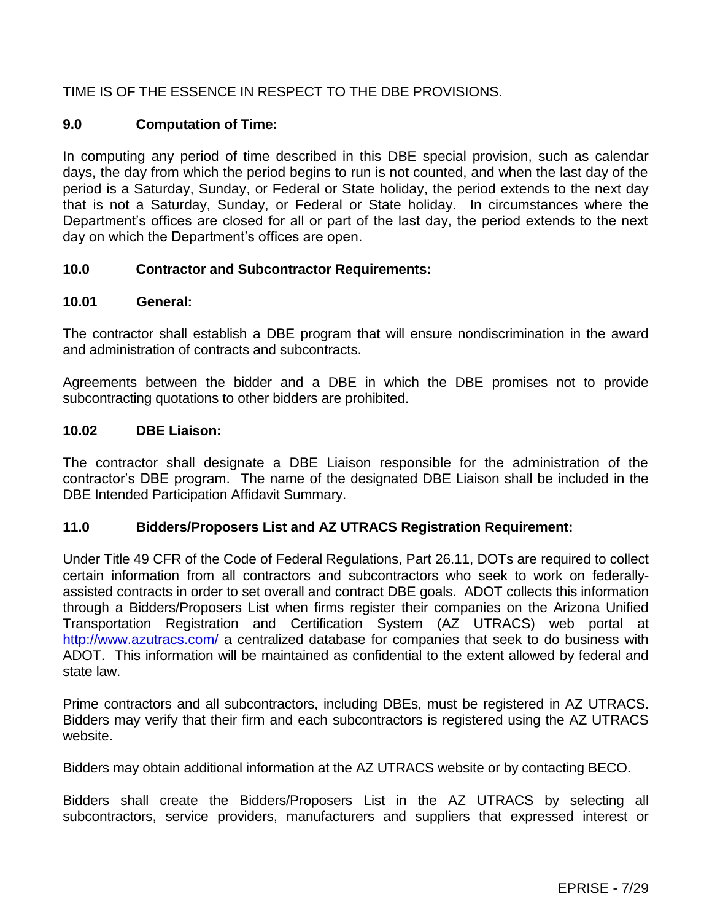TIME IS OF THE ESSENCE IN RESPECT TO THE DBE PROVISIONS.

## 9.0 Computation of Time:

In computing any period of time described in this DBE special provision, such as calendar days, the day from which the period begins to run is not counted, and when the last day of the period is a Saturday, Sunday, or Federal or State holiday, the period extends to the next day that is not a Saturday, Sunday, or Federal or State holiday. In circumstances where the Department's offices are closed for all or part of the last day, the period extends to the next day on which the Department's offices are open.

## 10.0 Contractor and Subcontractor Requirements:

### 10.01 General:

The contractor shall establish a DBE program that will ensure nondiscrimination in the award and administration of contracts and subcontracts.

Agreements between the bidder and a DBE in which the DBE promises not to provide subcontracting quotations to other bidders are prohibited.

### 10.02 DBE Liaison:

The contractor shall designate a DBE Liaison responsible for the administration of the contractor's DBE program. The name of the designated DBE Liaison shall be included in the DBE Intended Participation Affidavit Summary.

## 11.0 Bidders/Proposers List and AZ UTRACS Registration Requirement:

Under Title 49 CFR of the Code of Federal Regulations, Part 26.11, DOTs are required to collect certain information from all contractors and subcontractors who seek to work on federally-assisted contracts in order to set overall and contract DBE goals. ADOT collects this information through a Bidders/Proposers List when firms register their companies on the Arizona Unified Transportation Registration and Certification System (AZ UTRACS) web portal at http://www.azutracs.com/ a centralized database for companies that seek to do business with ADOT. This information will be maintained as confidential to the extent allowed by federal and state law.

Prime contractors and all subcontractors, including DBEs, must be registered in AZ UTRACS. Bidders may verify that their firm and each subcontractors is registered using the AZ UTRACS website.

Bidders may obtain additional information at the AZ UTRACS website or by contacting BECO.

Bidders shall create the Bidders/Proposers List in the AZ UTRACS by selecting all subcontractors, service providers, manufacturers and suppliers that expressed interest or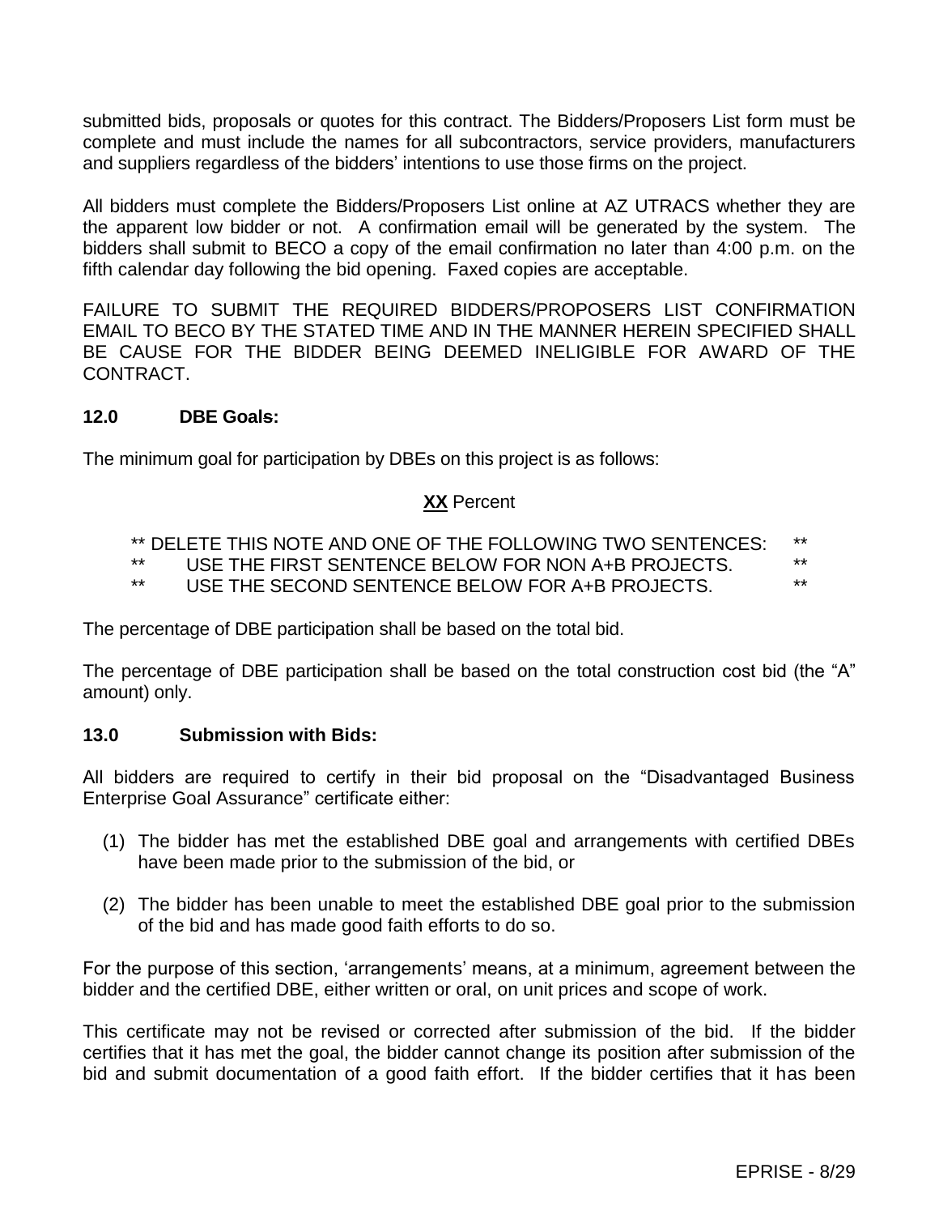submitted bids, proposals or quotes for this contract. The Bidders/Proposers List form must be complete and must include the names for all subcontractors, service providers, manufacturers and suppliers regardless of the bidders' intentions to use those firms on the project.

All bidders must complete the Bidders/Proposers List online at AZ UTRACS whether they are the apparent low bidder or not. A confirmation email will be generated by the system. The bidders shall submit to BECO a copy of the email confirmation no later than 4:00 p.m. on the fifth calendar day following the bid opening. Faxed copies are acceptable.

FAILURE TO SUBMIT THE REQUIRED BIDDERS/PROPOSERS LIST CONFIRMATION EMAIL TO BECO BY THE STATED TIME AND IN THE MANNER HEREIN SPECIFIED SHALL BE CAUSE FOR THE BIDDER BEING DEEMED INELIGIBLE FOR AWARD OF THE CONTRACT.

### 12.0 DBE Goals:

The minimum goal for participation by DBEs on this project is as follows:

**XX** Percent

** DELETE THIS NOTE AND ONE OF THE FOLLOWING TWO SENTENCES: **
** USE THE FIRST SENTENCE BELOW FOR NON A+B PROJECTS. **
** USE THE SECOND SENTENCE BELOW FOR A+B PROJECTS. **

The percentage of DBE participation shall be based on the total bid.

The percentage of DBE participation shall be based on the total construction cost bid (the "A" amount) only.

### 13.0 Submission with Bids:

All bidders are required to certify in their bid proposal on the "Disadvantaged Business Enterprise Goal Assurance" certificate either:

(1) The bidder has met the established DBE goal and arrangements with certified DBEs have been made prior to the submission of the bid, or

(2) The bidder has been unable to meet the established DBE goal prior to the submission of the bid and has made good faith efforts to do so.

For the purpose of this section, 'arrangements' means, at a minimum, agreement between the bidder and the certified DBE, either written or oral, on unit prices and scope of work.

This certificate may not be revised or corrected after submission of the bid. If the bidder certifies that it has met the goal, the bidder cannot change its position after submission of the bid and submit documentation of a good faith effort. If the bidder certifies that it has been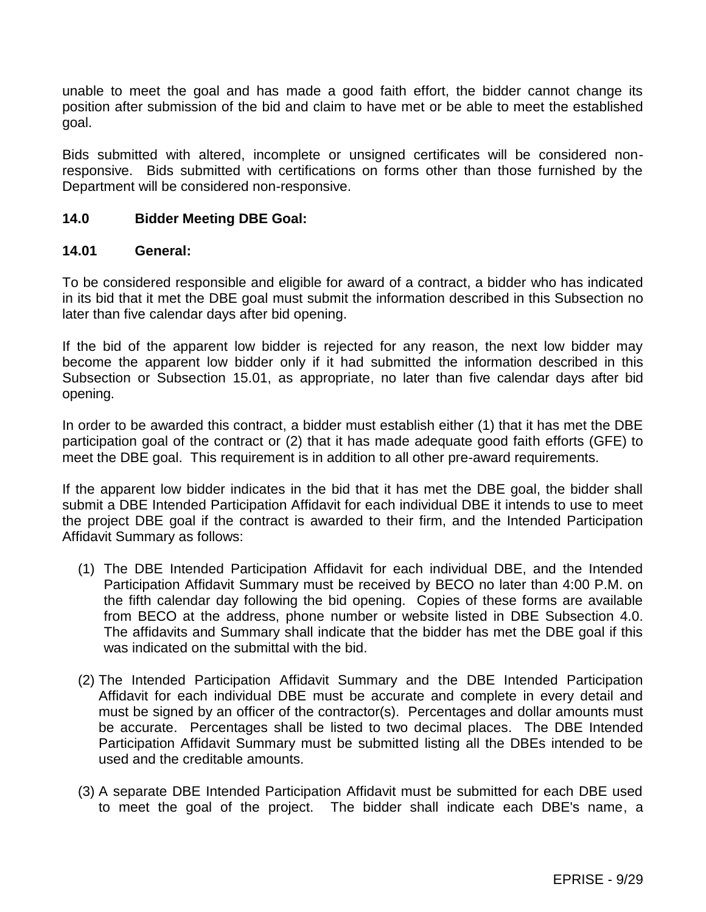unable to meet the goal and has made a good faith effort, the bidder cannot change its position after submission of the bid and claim to have met or be able to meet the established goal.

Bids submitted with altered, incomplete or unsigned certificates will be considered non-responsive. Bids submitted with certifications on forms other than those furnished by the Department will be considered non-responsive.

## 14.0 Bidder Meeting DBE Goal:

### 14.01 General:

To be considered responsible and eligible for award of a contract, a bidder who has indicated in its bid that it met the DBE goal must submit the information described in this Subsection no later than five calendar days after bid opening.

If the bid of the apparent low bidder is rejected for any reason, the next low bidder may become the apparent low bidder only if it had submitted the information described in this Subsection or Subsection 15.01, as appropriate, no later than five calendar days after bid opening.

In order to be awarded this contract, a bidder must establish either (1) that it has met the DBE participation goal of the contract or (2) that it has made adequate good faith efforts (GFE) to meet the DBE goal. This requirement is in addition to all other pre-award requirements.

If the apparent low bidder indicates in the bid that it has met the DBE goal, the bidder shall submit a DBE Intended Participation Affidavit for each individual DBE it intends to use to meet the project DBE goal if the contract is awarded to their firm, and the Intended Participation Affidavit Summary as follows:

(1) The DBE Intended Participation Affidavit for each individual DBE, and the Intended Participation Affidavit Summary must be received by BECO no later than 4:00 P.M. on the fifth calendar day following the bid opening. Copies of these forms are available from BECO at the address, phone number or website listed in DBE Subsection 4.0. The affidavits and Summary shall indicate that the bidder has met the DBE goal if this was indicated on the submittal with the bid.

(2) The Intended Participation Affidavit Summary and the DBE Intended Participation Affidavit for each individual DBE must be accurate and complete in every detail and must be signed by an officer of the contractor(s). Percentages and dollar amounts must be accurate. Percentages shall be listed to two decimal places. The DBE Intended Participation Affidavit Summary must be submitted listing all the DBEs intended to be used and the creditable amounts.

(3) A separate DBE Intended Participation Affidavit must be submitted for each DBE used to meet the goal of the project. The bidder shall indicate each DBE's name, a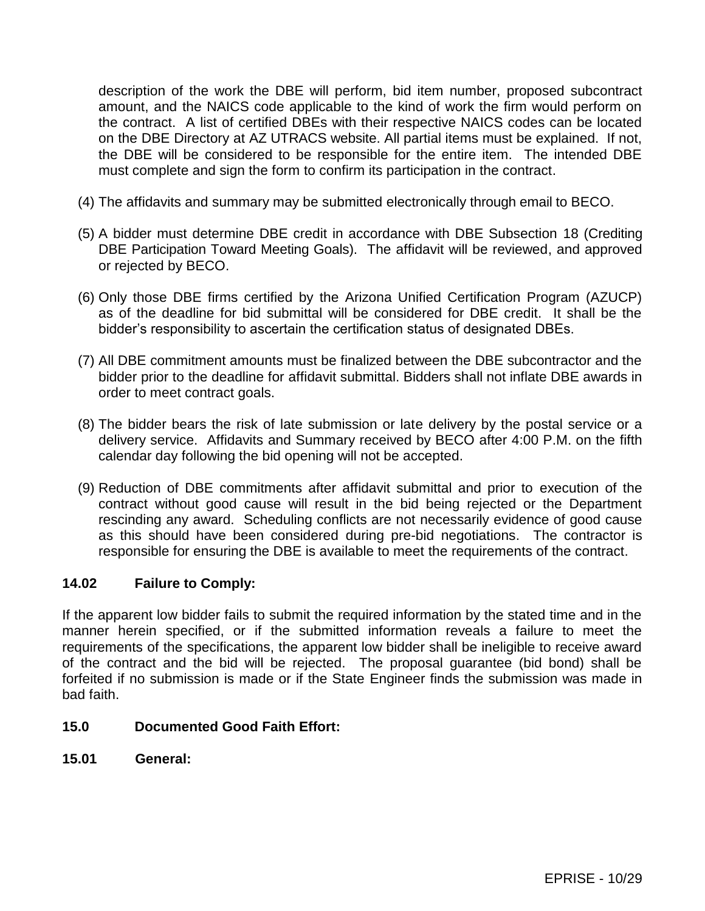description of the work the DBE will perform, bid item number, proposed subcontract amount, and the NAICS code applicable to the kind of work the firm would perform on the contract. A list of certified DBEs with their respective NAICS codes can be located on the DBE Directory at AZ UTRACS website. All partial items must be explained. If not, the DBE will be considered to be responsible for the entire item. The intended DBE must complete and sign the form to confirm its participation in the contract.

(4) The affidavits and summary may be submitted electronically through email to BECO.

(5) A bidder must determine DBE credit in accordance with DBE Subsection 18 (Crediting DBE Participation Toward Meeting Goals). The affidavit will be reviewed, and approved or rejected by BECO.

(6) Only those DBE firms certified by the Arizona Unified Certification Program (AZUCP) as of the deadline for bid submittal will be considered for DBE credit. It shall be the bidder's responsibility to ascertain the certification status of designated DBEs.

(7) All DBE commitment amounts must be finalized between the DBE subcontractor and the bidder prior to the deadline for affidavit submittal. Bidders shall not inflate DBE awards in order to meet contract goals.

(8) The bidder bears the risk of late submission or late delivery by the postal service or a delivery service. Affidavits and Summary received by BECO after 4:00 P.M. on the fifth calendar day following the bid opening will not be accepted.

(9) Reduction of DBE commitments after affidavit submittal and prior to execution of the contract without good cause will result in the bid being rejected or the Department rescinding any award. Scheduling conflicts are not necessarily evidence of good cause as this should have been considered during pre-bid negotiations. The contractor is responsible for ensuring the DBE is available to meet the requirements of the contract.

### 14.02 Failure to Comply:

If the apparent low bidder fails to submit the required information by the stated time and in the manner herein specified, or if the submitted information reveals a failure to meet the requirements of the specifications, the apparent low bidder shall be ineligible to receive award of the contract and the bid will be rejected. The proposal guarantee (bid bond) shall be forfeited if no submission is made or if the State Engineer finds the submission was made in bad faith.

## 15.0 Documented Good Faith Effort:

### 15.01 General: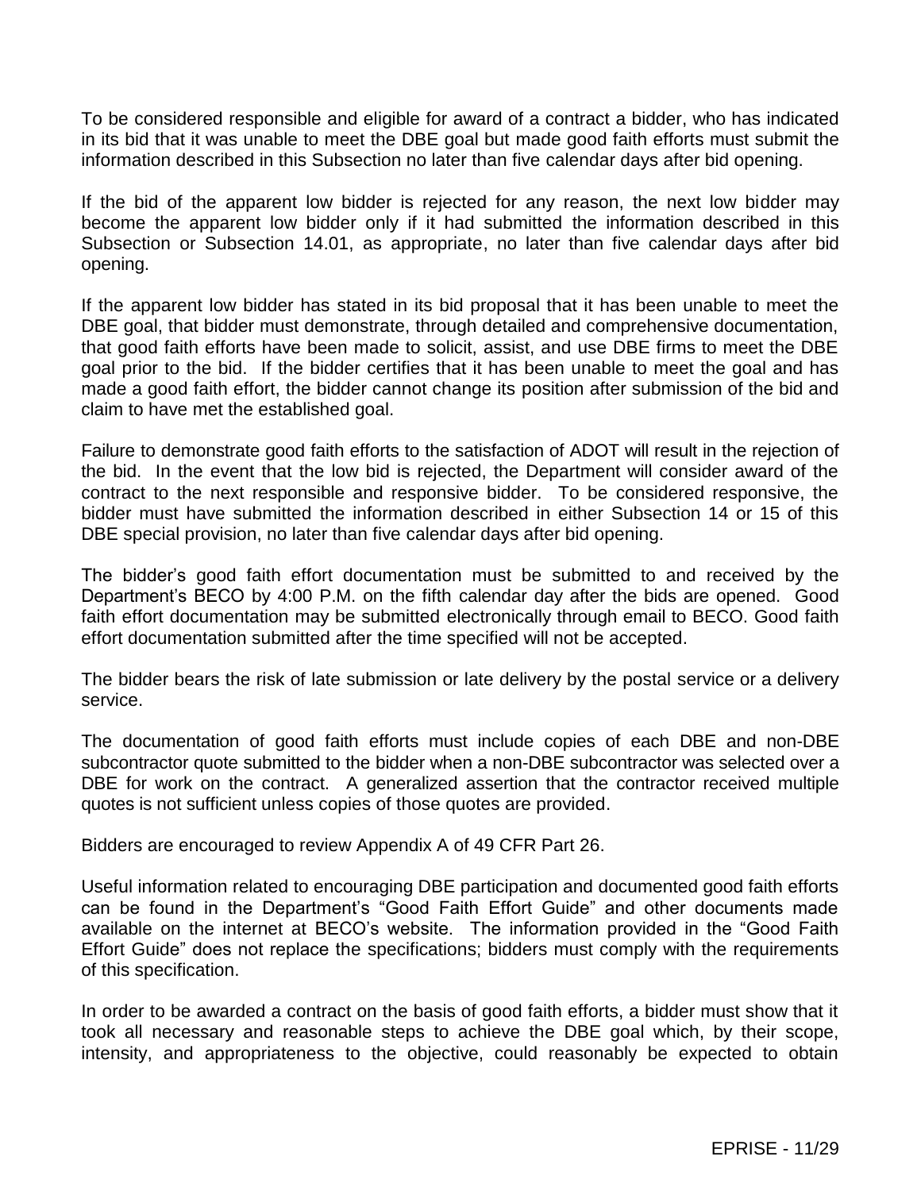To be considered responsible and eligible for award of a contract a bidder, who has indicated in its bid that it was unable to meet the DBE goal but made good faith efforts must submit the information described in this Subsection no later than five calendar days after bid opening.

If the bid of the apparent low bidder is rejected for any reason, the next low bidder may become the apparent low bidder only if it had submitted the information described in this Subsection or Subsection 14.01, as appropriate, no later than five calendar days after bid opening.

If the apparent low bidder has stated in its bid proposal that it has been unable to meet the DBE goal, that bidder must demonstrate, through detailed and comprehensive documentation, that good faith efforts have been made to solicit, assist, and use DBE firms to meet the DBE goal prior to the bid. If the bidder certifies that it has been unable to meet the goal and has made a good faith effort, the bidder cannot change its position after submission of the bid and claim to have met the established goal.

Failure to demonstrate good faith efforts to the satisfaction of ADOT will result in the rejection of the bid. In the event that the low bid is rejected, the Department will consider award of the contract to the next responsible and responsive bidder. To be considered responsive, the bidder must have submitted the information described in either Subsection 14 or 15 of this DBE special provision, no later than five calendar days after bid opening.

The bidder's good faith effort documentation must be submitted to and received by the Department's BECO by 4:00 P.M. on the fifth calendar day after the bids are opened. Good faith effort documentation may be submitted electronically through email to BECO. Good faith effort documentation submitted after the time specified will not be accepted.

The bidder bears the risk of late submission or late delivery by the postal service or a delivery service.

The documentation of good faith efforts must include copies of each DBE and non-DBE subcontractor quote submitted to the bidder when a non-DBE subcontractor was selected over a DBE for work on the contract. A generalized assertion that the contractor received multiple quotes is not sufficient unless copies of those quotes are provided.

Bidders are encouraged to review Appendix A of 49 CFR Part 26.

Useful information related to encouraging DBE participation and documented good faith efforts can be found in the Department's "Good Faith Effort Guide" and other documents made available on the internet at BECO's website. The information provided in the "Good Faith Effort Guide" does not replace the specifications; bidders must comply with the requirements of this specification.

In order to be awarded a contract on the basis of good faith efforts, a bidder must show that it took all necessary and reasonable steps to achieve the DBE goal which, by their scope, intensity, and appropriateness to the objective, could reasonably be expected to obtain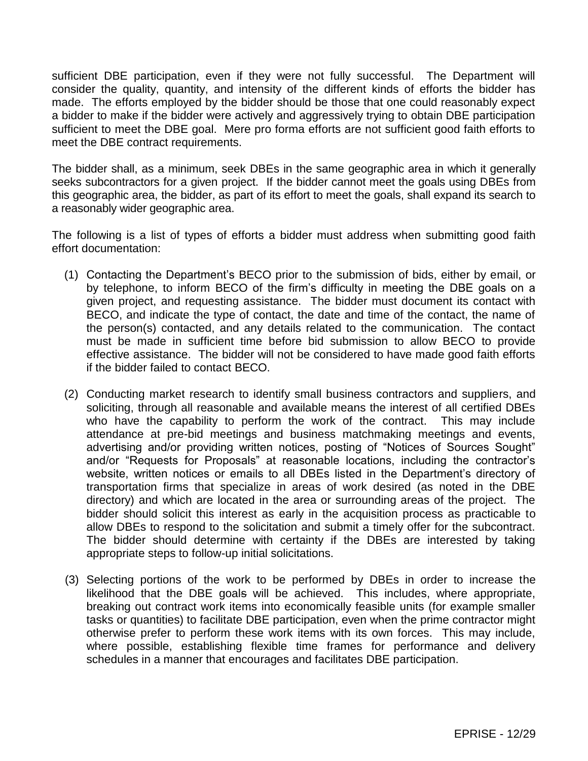sufficient DBE participation, even if they were not fully successful. The Department will consider the quality, quantity, and intensity of the different kinds of efforts the bidder has made. The efforts employed by the bidder should be those that one could reasonably expect a bidder to make if the bidder were actively and aggressively trying to obtain DBE participation sufficient to meet the DBE goal. Mere pro forma efforts are not sufficient good faith efforts to meet the DBE contract requirements.

The bidder shall, as a minimum, seek DBEs in the same geographic area in which it generally seeks subcontractors for a given project. If the bidder cannot meet the goals using DBEs from this geographic area, the bidder, as part of its effort to meet the goals, shall expand its search to a reasonably wider geographic area.

The following is a list of types of efforts a bidder must address when submitting good faith effort documentation:

(1) Contacting the Department's BECO prior to the submission of bids, either by email, or by telephone, to inform BECO of the firm's difficulty in meeting the DBE goals on a given project, and requesting assistance. The bidder must document its contact with BECO, and indicate the type of contact, the date and time of the contact, the name of the person(s) contacted, and any details related to the communication. The contact must be made in sufficient time before bid submission to allow BECO to provide effective assistance. The bidder will not be considered to have made good faith efforts if the bidder failed to contact BECO.

(2) Conducting market research to identify small business contractors and suppliers, and soliciting, through all reasonable and available means the interest of all certified DBEs who have the capability to perform the work of the contract. This may include attendance at pre-bid meetings and business matchmaking meetings and events, advertising and/or providing written notices, posting of "Notices of Sources Sought" and/or "Requests for Proposals" at reasonable locations, including the contractor's website, written notices or emails to all DBEs listed in the Department's directory of transportation firms that specialize in areas of work desired (as noted in the DBE directory) and which are located in the area or surrounding areas of the project. The bidder should solicit this interest as early in the acquisition process as practicable to allow DBEs to respond to the solicitation and submit a timely offer for the subcontract. The bidder should determine with certainty if the DBEs are interested by taking appropriate steps to follow-up initial solicitations.

(3) Selecting portions of the work to be performed by DBEs in order to increase the likelihood that the DBE goals will be achieved. This includes, where appropriate, breaking out contract work items into economically feasible units (for example smaller tasks or quantities) to facilitate DBE participation, even when the prime contractor might otherwise prefer to perform these work items with its own forces. This may include, where possible, establishing flexible time frames for performance and delivery schedules in a manner that encourages and facilitates DBE participation.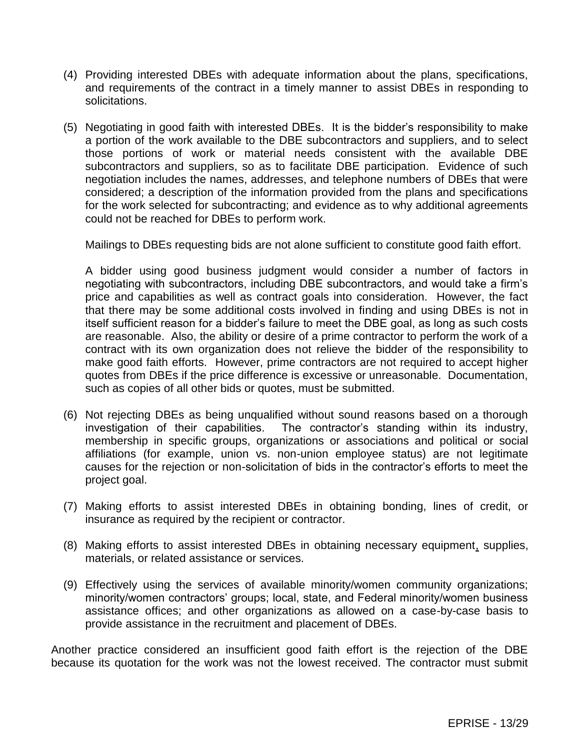(4) Providing interested DBEs with adequate information about the plans, specifications, and requirements of the contract in a timely manner to assist DBEs in responding to solicitations.

(5) Negotiating in good faith with interested DBEs. It is the bidder's responsibility to make a portion of the work available to the DBE subcontractors and suppliers, and to select those portions of work or material needs consistent with the available DBE subcontractors and suppliers, so as to facilitate DBE participation. Evidence of such negotiation includes the names, addresses, and telephone numbers of DBEs that were considered; a description of the information provided from the plans and specifications for the work selected for subcontracting; and evidence as to why additional agreements could not be reached for DBEs to perform work.

    Mailings to DBEs requesting bids are not alone sufficient to constitute good faith effort.

    A bidder using good business judgment would consider a number of factors in negotiating with subcontractors, including DBE subcontractors, and would take a firm's price and capabilities as well as contract goals into consideration. However, the fact that there may be some additional costs involved in finding and using DBEs is not in itself sufficient reason for a bidder's failure to meet the DBE goal, as long as such costs are reasonable. Also, the ability or desire of a prime contractor to perform the work of a contract with its own organization does not relieve the bidder of the responsibility to make good faith efforts. However, prime contractors are not required to accept higher quotes from DBEs if the price difference is excessive or unreasonable. Documentation, such as copies of all other bids or quotes, must be submitted.

(6) Not rejecting DBEs as being unqualified without sound reasons based on a thorough investigation of their capabilities. The contractor's standing within its industry, membership in specific groups, organizations or associations and political or social affiliations (for example, union vs. non-union employee status) are not legitimate causes for the rejection or non-solicitation of bids in the contractor's efforts to meet the project goal.

(7) Making efforts to assist interested DBEs in obtaining bonding, lines of credit, or insurance as required by the recipient or contractor.

(8) Making efforts to assist interested DBEs in obtaining necessary equipment, supplies, materials, or related assistance or services.

(9) Effectively using the services of available minority/women community organizations; minority/women contractors' groups; local, state, and Federal minority/women business assistance offices; and other organizations as allowed on a case-by-case basis to provide assistance in the recruitment and placement of DBEs.

Another practice considered an insufficient good faith effort is the rejection of the DBE because its quotation for the work was not the lowest received. The contractor must submit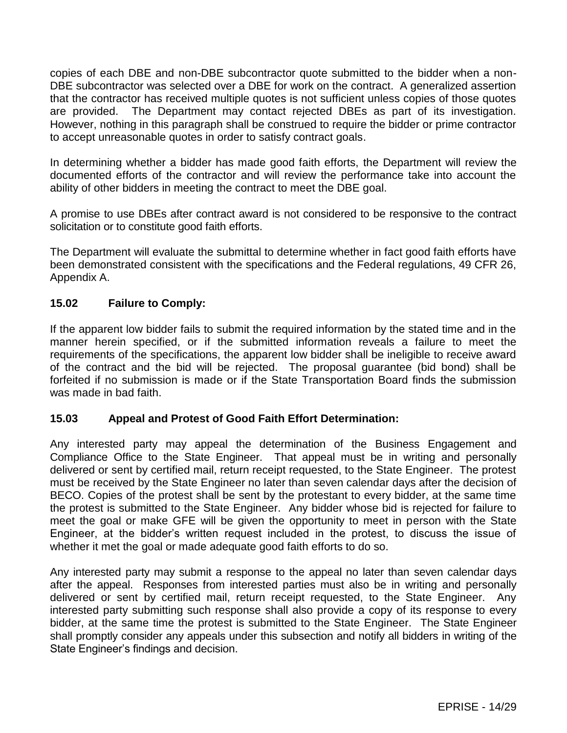copies of each DBE and non-DBE subcontractor quote submitted to the bidder when a non-DBE subcontractor was selected over a DBE for work on the contract. A generalized assertion that the contractor has received multiple quotes is not sufficient unless copies of those quotes are provided. The Department may contact rejected DBEs as part of its investigation. However, nothing in this paragraph shall be construed to require the bidder or prime contractor to accept unreasonable quotes in order to satisfy contract goals.

In determining whether a bidder has made good faith efforts, the Department will review the documented efforts of the contractor and will review the performance take into account the ability of other bidders in meeting the contract to meet the DBE goal.

A promise to use DBEs after contract award is not considered to be responsive to the contract solicitation or to constitute good faith efforts.

The Department will evaluate the submittal to determine whether in fact good faith efforts have been demonstrated consistent with the specifications and the Federal regulations, 49 CFR 26, Appendix A.

### 15.02 Failure to Comply:

If the apparent low bidder fails to submit the required information by the stated time and in the manner herein specified, or if the submitted information reveals a failure to meet the requirements of the specifications, the apparent low bidder shall be ineligible to receive award of the contract and the bid will be rejected. The proposal guarantee (bid bond) shall be forfeited if no submission is made or if the State Transportation Board finds the submission was made in bad faith.

### 15.03 Appeal and Protest of Good Faith Effort Determination:

Any interested party may appeal the determination of the Business Engagement and Compliance Office to the State Engineer. That appeal must be in writing and personally delivered or sent by certified mail, return receipt requested, to the State Engineer. The protest must be received by the State Engineer no later than seven calendar days after the decision of BECO. Copies of the protest shall be sent by the protestant to every bidder, at the same time the protest is submitted to the State Engineer. Any bidder whose bid is rejected for failure to meet the goal or make GFE will be given the opportunity to meet in person with the State Engineer, at the bidder's written request included in the protest, to discuss the issue of whether it met the goal or made adequate good faith efforts to do so.

Any interested party may submit a response to the appeal no later than seven calendar days after the appeal. Responses from interested parties must also be in writing and personally delivered or sent by certified mail, return receipt requested, to the State Engineer. Any interested party submitting such response shall also provide a copy of its response to every bidder, at the same time the protest is submitted to the State Engineer. The State Engineer shall promptly consider any appeals under this subsection and notify all bidders in writing of the State Engineer's findings and decision.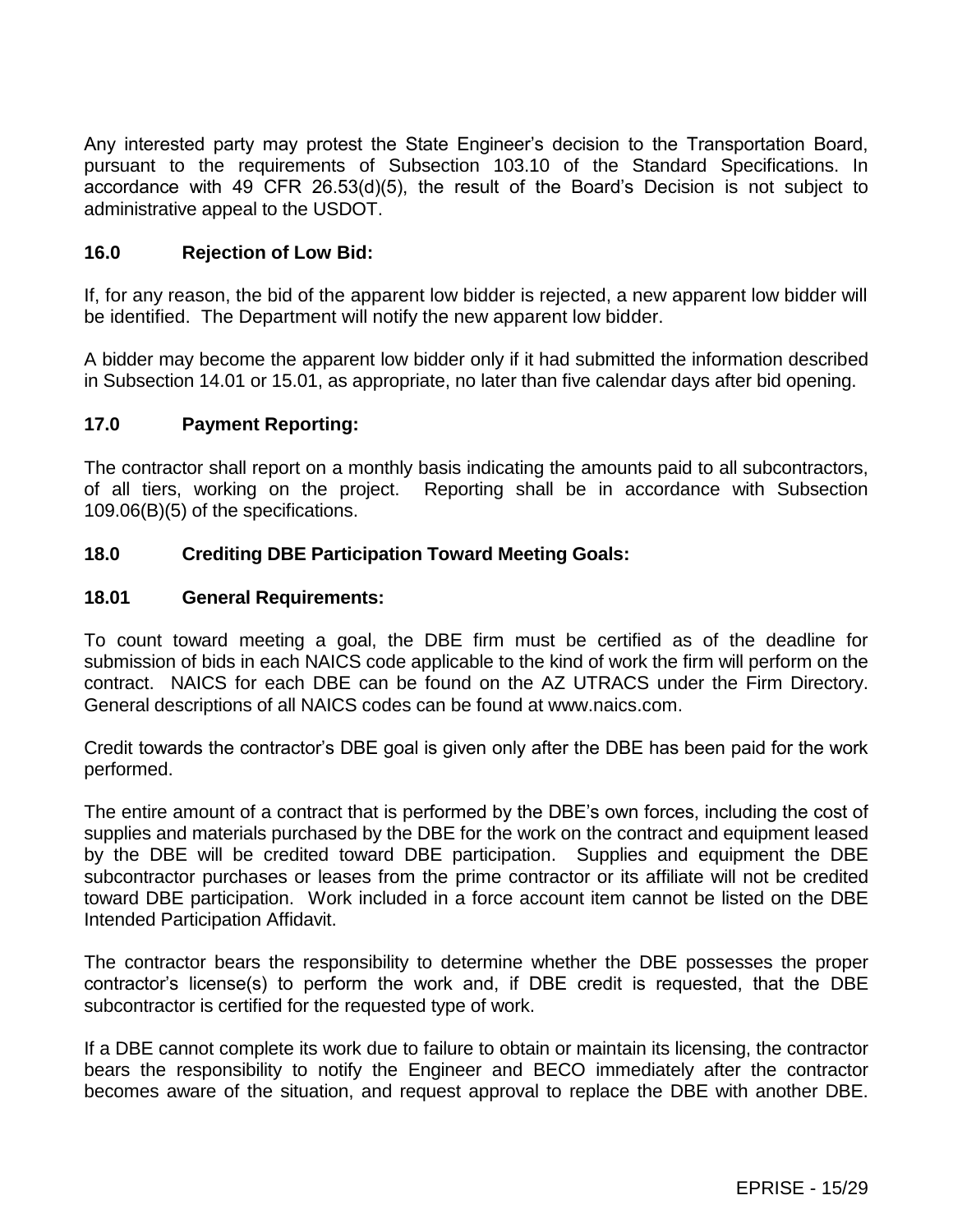Any interested party may protest the State Engineer's decision to the Transportation Board, pursuant to the requirements of Subsection 103.10 of the Standard Specifications. In accordance with 49 CFR 26.53(d)(5), the result of the Board's Decision is not subject to administrative appeal to the USDOT.

### 16.0 Rejection of Low Bid:

If, for any reason, the bid of the apparent low bidder is rejected, a new apparent low bidder will be identified. The Department will notify the new apparent low bidder.

A bidder may become the apparent low bidder only if it had submitted the information described in Subsection 14.01 or 15.01, as appropriate, no later than five calendar days after bid opening.

### 17.0 Payment Reporting:

The contractor shall report on a monthly basis indicating the amounts paid to all subcontractors, of all tiers, working on the project. Reporting shall be in accordance with Subsection 109.06(B)(5) of the specifications.

### 18.0 Crediting DBE Participation Toward Meeting Goals:

### 18.01 General Requirements:

To count toward meeting a goal, the DBE firm must be certified as of the deadline for submission of bids in each NAICS code applicable to the kind of work the firm will perform on the contract. NAICS for each DBE can be found on the AZ UTRACS under the Firm Directory. General descriptions of all NAICS codes can be found at www.naics.com.

Credit towards the contractor's DBE goal is given only after the DBE has been paid for the work performed.

The entire amount of a contract that is performed by the DBE's own forces, including the cost of supplies and materials purchased by the DBE for the work on the contract and equipment leased by the DBE will be credited toward DBE participation. Supplies and equipment the DBE subcontractor purchases or leases from the prime contractor or its affiliate will not be credited toward DBE participation. Work included in a force account item cannot be listed on the DBE Intended Participation Affidavit.

The contractor bears the responsibility to determine whether the DBE possesses the proper contractor's license(s) to perform the work and, if DBE credit is requested, that the DBE subcontractor is certified for the requested type of work.

If a DBE cannot complete its work due to failure to obtain or maintain its licensing, the contractor bears the responsibility to notify the Engineer and BECO immediately after the contractor becomes aware of the situation, and request approval to replace the DBE with another DBE.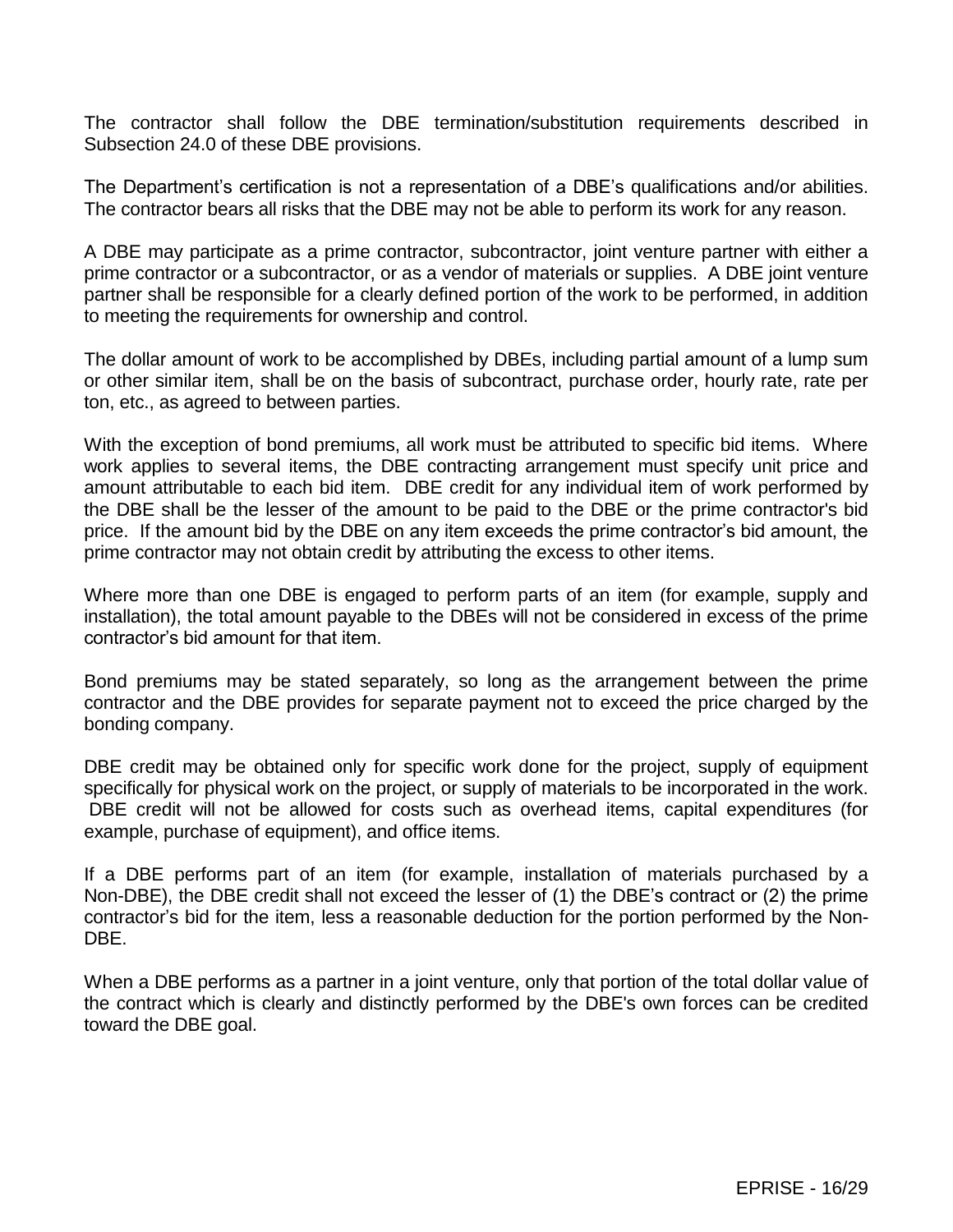The contractor shall follow the DBE termination/substitution requirements described in Subsection 24.0 of these DBE provisions.

The Department's certification is not a representation of a DBE's qualifications and/or abilities. The contractor bears all risks that the DBE may not be able to perform its work for any reason.

A DBE may participate as a prime contractor, subcontractor, joint venture partner with either a prime contractor or a subcontractor, or as a vendor of materials or supplies. A DBE joint venture partner shall be responsible for a clearly defined portion of the work to be performed, in addition to meeting the requirements for ownership and control.

The dollar amount of work to be accomplished by DBEs, including partial amount of a lump sum or other similar item, shall be on the basis of subcontract, purchase order, hourly rate, rate per ton, etc., as agreed to between parties.

With the exception of bond premiums, all work must be attributed to specific bid items. Where work applies to several items, the DBE contracting arrangement must specify unit price and amount attributable to each bid item. DBE credit for any individual item of work performed by the DBE shall be the lesser of the amount to be paid to the DBE or the prime contractor's bid price. If the amount bid by the DBE on any item exceeds the prime contractor's bid amount, the prime contractor may not obtain credit by attributing the excess to other items.

Where more than one DBE is engaged to perform parts of an item (for example, supply and installation), the total amount payable to the DBEs will not be considered in excess of the prime contractor's bid amount for that item.

Bond premiums may be stated separately, so long as the arrangement between the prime contractor and the DBE provides for separate payment not to exceed the price charged by the bonding company.

DBE credit may be obtained only for specific work done for the project, supply of equipment specifically for physical work on the project, or supply of materials to be incorporated in the work. DBE credit will not be allowed for costs such as overhead items, capital expenditures (for example, purchase of equipment), and office items.

If a DBE performs part of an item (for example, installation of materials purchased by a Non-DBE), the DBE credit shall not exceed the lesser of (1) the DBE's contract or (2) the prime contractor's bid for the item, less a reasonable deduction for the portion performed by the Non-DBE.

When a DBE performs as a partner in a joint venture, only that portion of the total dollar value of the contract which is clearly and distinctly performed by the DBE's own forces can be credited toward the DBE goal.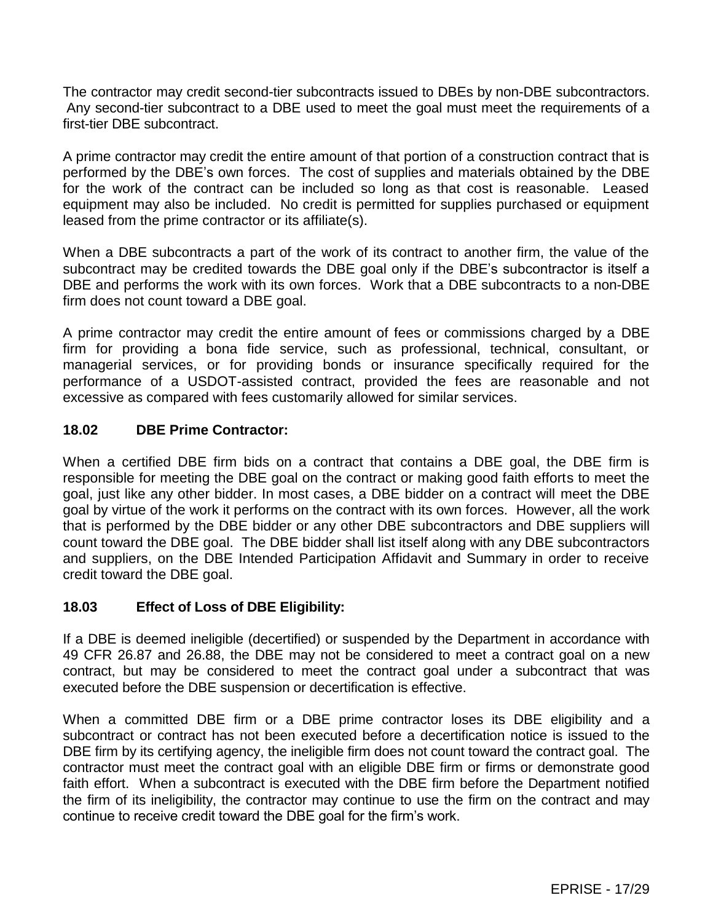The contractor may credit second-tier subcontracts issued to DBEs by non-DBE subcontractors. Any second-tier subcontract to a DBE used to meet the goal must meet the requirements of a first-tier DBE subcontract.

A prime contractor may credit the entire amount of that portion of a construction contract that is performed by the DBE's own forces. The cost of supplies and materials obtained by the DBE for the work of the contract can be included so long as that cost is reasonable. Leased equipment may also be included. No credit is permitted for supplies purchased or equipment leased from the prime contractor or its affiliate(s).

When a DBE subcontracts a part of the work of its contract to another firm, the value of the subcontract may be credited towards the DBE goal only if the DBE's subcontractor is itself a DBE and performs the work with its own forces. Work that a DBE subcontracts to a non-DBE firm does not count toward a DBE goal.

A prime contractor may credit the entire amount of fees or commissions charged by a DBE firm for providing a bona fide service, such as professional, technical, consultant, or managerial services, or for providing bonds or insurance specifically required for the performance of a USDOT-assisted contract, provided the fees are reasonable and not excessive as compared with fees customarily allowed for similar services.

### 18.02 DBE Prime Contractor:

When a certified DBE firm bids on a contract that contains a DBE goal, the DBE firm is responsible for meeting the DBE goal on the contract or making good faith efforts to meet the goal, just like any other bidder. In most cases, a DBE bidder on a contract will meet the DBE goal by virtue of the work it performs on the contract with its own forces. However, all the work that is performed by the DBE bidder or any other DBE subcontractors and DBE suppliers will count toward the DBE goal. The DBE bidder shall list itself along with any DBE subcontractors and suppliers, on the DBE Intended Participation Affidavit and Summary in order to receive credit toward the DBE goal.

### 18.03 Effect of Loss of DBE Eligibility:

If a DBE is deemed ineligible (decertified) or suspended by the Department in accordance with 49 CFR 26.87 and 26.88, the DBE may not be considered to meet a contract goal on a new contract, but may be considered to meet the contract goal under a subcontract that was executed before the DBE suspension or decertification is effective.

When a committed DBE firm or a DBE prime contractor loses its DBE eligibility and a subcontract or contract has not been executed before a decertification notice is issued to the DBE firm by its certifying agency, the ineligible firm does not count toward the contract goal. The contractor must meet the contract goal with an eligible DBE firm or firms or demonstrate good faith effort. When a subcontract is executed with the DBE firm before the Department notified the firm of its ineligibility, the contractor may continue to use the firm on the contract and may continue to receive credit toward the DBE goal for the firm's work.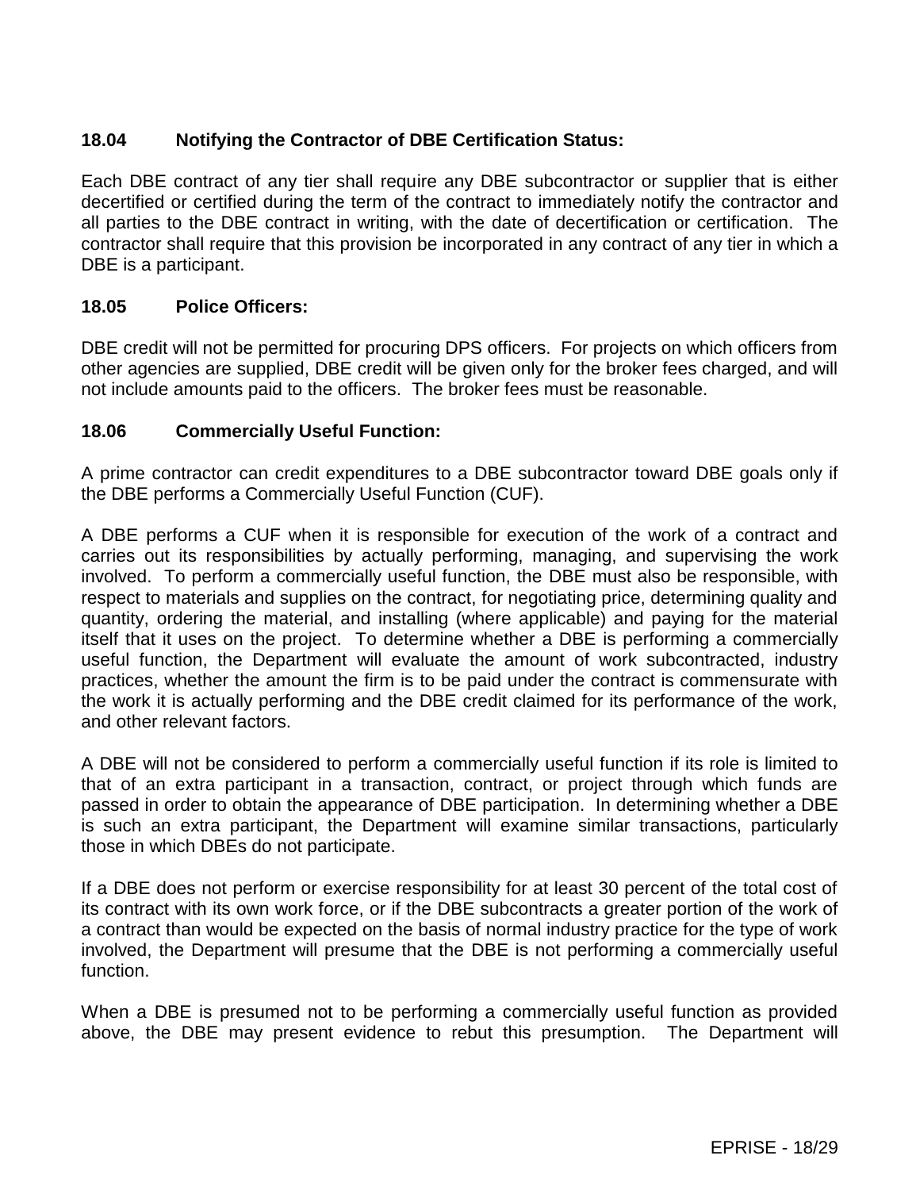### 18.04 Notifying the Contractor of DBE Certification Status:

Each DBE contract of any tier shall require any DBE subcontractor or supplier that is either decertified or certified during the term of the contract to immediately notify the contractor and all parties to the DBE contract in writing, with the date of decertification or certification. The contractor shall require that this provision be incorporated in any contract of any tier in which a DBE is a participant.

### 18.05 Police Officers:

DBE credit will not be permitted for procuring DPS officers. For projects on which officers from other agencies are supplied, DBE credit will be given only for the broker fees charged, and will not include amounts paid to the officers. The broker fees must be reasonable.

### 18.06 Commercially Useful Function:

A prime contractor can credit expenditures to a DBE subcontractor toward DBE goals only if the DBE performs a Commercially Useful Function (CUF).

A DBE performs a CUF when it is responsible for execution of the work of a contract and carries out its responsibilities by actually performing, managing, and supervising the work involved. To perform a commercially useful function, the DBE must also be responsible, with respect to materials and supplies on the contract, for negotiating price, determining quality and quantity, ordering the material, and installing (where applicable) and paying for the material itself that it uses on the project. To determine whether a DBE is performing a commercially useful function, the Department will evaluate the amount of work subcontracted, industry practices, whether the amount the firm is to be paid under the contract is commensurate with the work it is actually performing and the DBE credit claimed for its performance of the work, and other relevant factors.

A DBE will not be considered to perform a commercially useful function if its role is limited to that of an extra participant in a transaction, contract, or project through which funds are passed in order to obtain the appearance of DBE participation. In determining whether a DBE is such an extra participant, the Department will examine similar transactions, particularly those in which DBEs do not participate.

If a DBE does not perform or exercise responsibility for at least 30 percent of the total cost of its contract with its own work force, or if the DBE subcontracts a greater portion of the work of a contract than would be expected on the basis of normal industry practice for the type of work involved, the Department will presume that the DBE is not performing a commercially useful function.

When a DBE is presumed not to be performing a commercially useful function as provided above, the DBE may present evidence to rebut this presumption. The Department will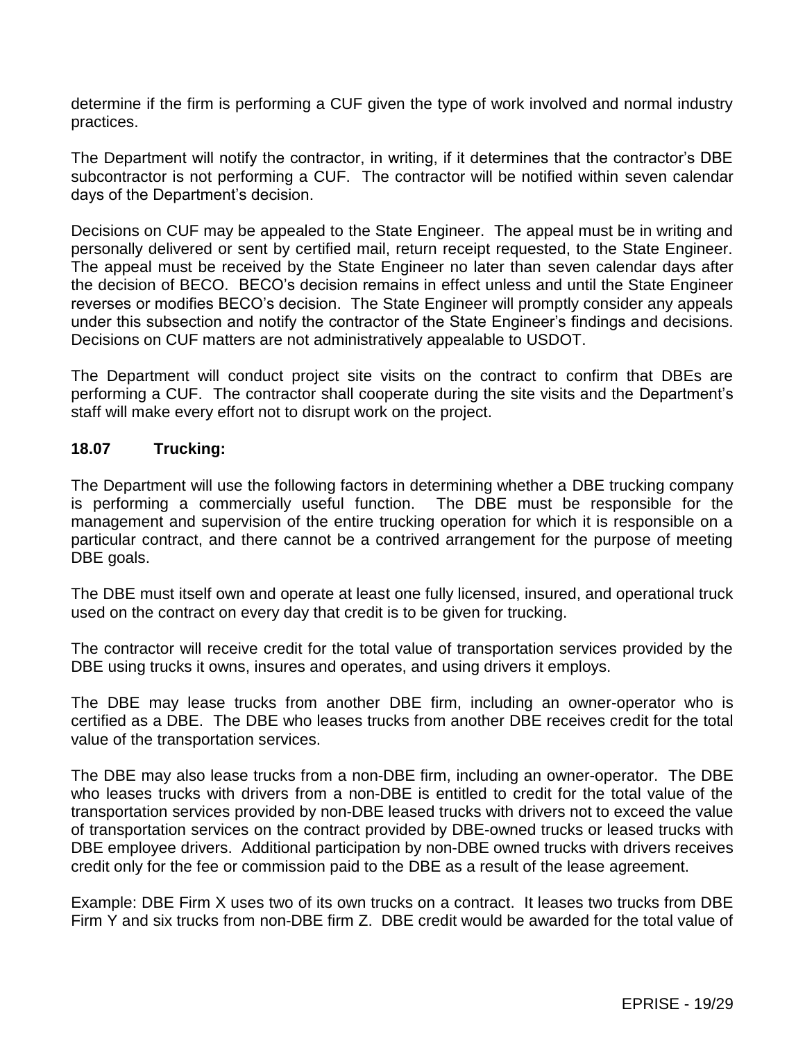determine if the firm is performing a CUF given the type of work involved and normal industry practices.

The Department will notify the contractor, in writing, if it determines that the contractor's DBE subcontractor is not performing a CUF. The contractor will be notified within seven calendar days of the Department's decision.

Decisions on CUF may be appealed to the State Engineer. The appeal must be in writing and personally delivered or sent by certified mail, return receipt requested, to the State Engineer. The appeal must be received by the State Engineer no later than seven calendar days after the decision of BECO. BECO's decision remains in effect unless and until the State Engineer reverses or modifies BECO's decision. The State Engineer will promptly consider any appeals under this subsection and notify the contractor of the State Engineer's findings and decisions. Decisions on CUF matters are not administratively appealable to USDOT.

The Department will conduct project site visits on the contract to confirm that DBEs are performing a CUF. The contractor shall cooperate during the site visits and the Department's staff will make every effort not to disrupt work on the project.

### 18.07 Trucking:

The Department will use the following factors in determining whether a DBE trucking company is performing a commercially useful function. The DBE must be responsible for the management and supervision of the entire trucking operation for which it is responsible on a particular contract, and there cannot be a contrived arrangement for the purpose of meeting DBE goals.

The DBE must itself own and operate at least one fully licensed, insured, and operational truck used on the contract on every day that credit is to be given for trucking.

The contractor will receive credit for the total value of transportation services provided by the DBE using trucks it owns, insures and operates, and using drivers it employs.

The DBE may lease trucks from another DBE firm, including an owner-operator who is certified as a DBE. The DBE who leases trucks from another DBE receives credit for the total value of the transportation services.

The DBE may also lease trucks from a non-DBE firm, including an owner-operator. The DBE who leases trucks with drivers from a non-DBE is entitled to credit for the total value of the transportation services provided by non-DBE leased trucks with drivers not to exceed the value of transportation services on the contract provided by DBE-owned trucks or leased trucks with DBE employee drivers. Additional participation by non-DBE owned trucks with drivers receives credit only for the fee or commission paid to the DBE as a result of the lease agreement.

Example: DBE Firm X uses two of its own trucks on a contract. It leases two trucks from DBE Firm Y and six trucks from non-DBE firm Z. DBE credit would be awarded for the total value of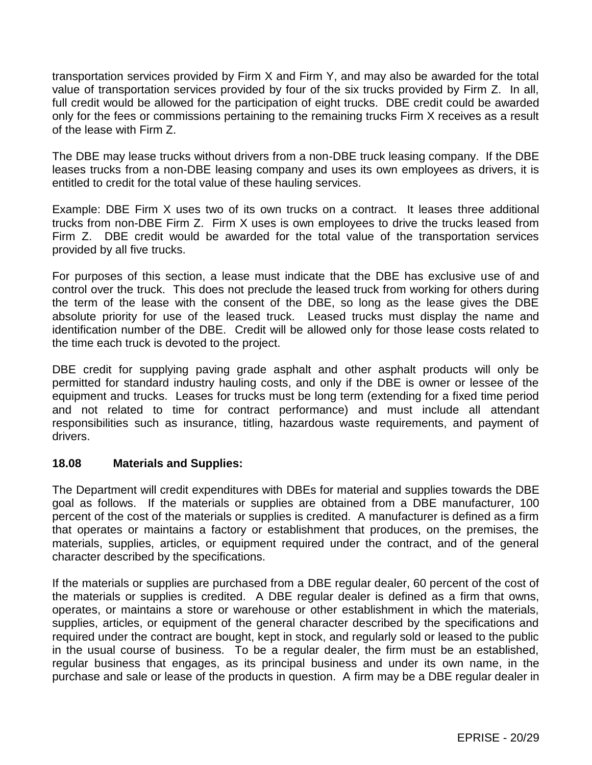transportation services provided by Firm X and Firm Y, and may also be awarded for the total value of transportation services provided by four of the six trucks provided by Firm Z. In all, full credit would be allowed for the participation of eight trucks. DBE credit could be awarded only for the fees or commissions pertaining to the remaining trucks Firm X receives as a result of the lease with Firm Z.

The DBE may lease trucks without drivers from a non-DBE truck leasing company. If the DBE leases trucks from a non-DBE leasing company and uses its own employees as drivers, it is entitled to credit for the total value of these hauling services.

Example: DBE Firm X uses two of its own trucks on a contract. It leases three additional trucks from non-DBE Firm Z. Firm X uses is own employees to drive the trucks leased from Firm Z. DBE credit would be awarded for the total value of the transportation services provided by all five trucks.

For purposes of this section, a lease must indicate that the DBE has exclusive use of and control over the truck. This does not preclude the leased truck from working for others during the term of the lease with the consent of the DBE, so long as the lease gives the DBE absolute priority for use of the leased truck. Leased trucks must display the name and identification number of the DBE. Credit will be allowed only for those lease costs related to the time each truck is devoted to the project.

DBE credit for supplying paving grade asphalt and other asphalt products will only be permitted for standard industry hauling costs, and only if the DBE is owner or lessee of the equipment and trucks. Leases for trucks must be long term (extending for a fixed time period and not related to time for contract performance) and must include all attendant responsibilities such as insurance, titling, hazardous waste requirements, and payment of drivers.

### 18.08 Materials and Supplies:

The Department will credit expenditures with DBEs for material and supplies towards the DBE goal as follows. If the materials or supplies are obtained from a DBE manufacturer, 100 percent of the cost of the materials or supplies is credited. A manufacturer is defined as a firm that operates or maintains a factory or establishment that produces, on the premises, the materials, supplies, articles, or equipment required under the contract, and of the general character described by the specifications.

If the materials or supplies are purchased from a DBE regular dealer, 60 percent of the cost of the materials or supplies is credited. A DBE regular dealer is defined as a firm that owns, operates, or maintains a store or warehouse or other establishment in which the materials, supplies, articles, or equipment of the general character described by the specifications and required under the contract are bought, kept in stock, and regularly sold or leased to the public in the usual course of business. To be a regular dealer, the firm must be an established, regular business that engages, as its principal business and under its own name, in the purchase and sale or lease of the products in question. A firm may be a DBE regular dealer in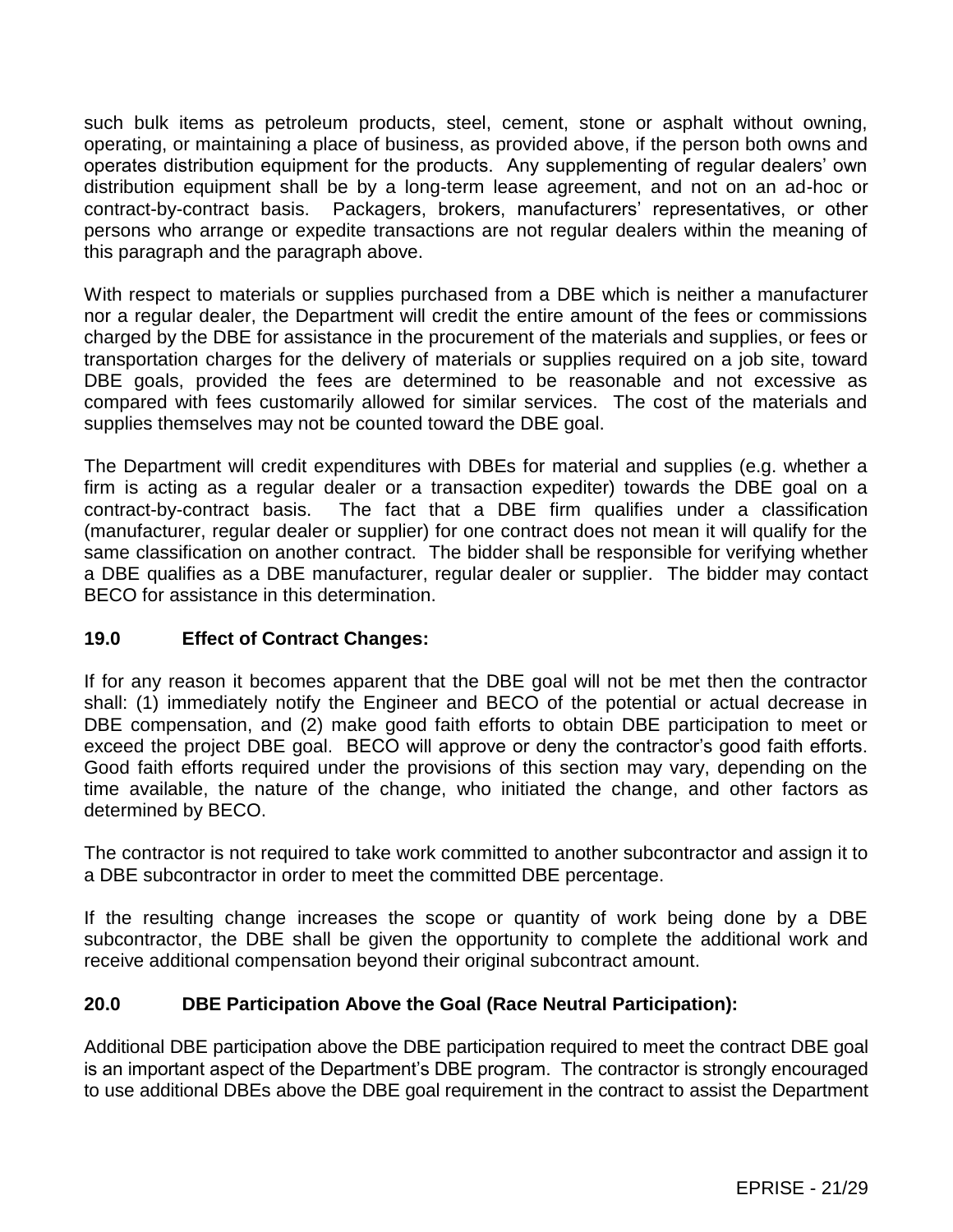such bulk items as petroleum products, steel, cement, stone or asphalt without owning, operating, or maintaining a place of business, as provided above, if the person both owns and operates distribution equipment for the products. Any supplementing of regular dealers' own distribution equipment shall be by a long-term lease agreement, and not on an ad-hoc or contract-by-contract basis. Packagers, brokers, manufacturers' representatives, or other persons who arrange or expedite transactions are not regular dealers within the meaning of this paragraph and the paragraph above.

With respect to materials or supplies purchased from a DBE which is neither a manufacturer nor a regular dealer, the Department will credit the entire amount of the fees or commissions charged by the DBE for assistance in the procurement of the materials and supplies, or fees or transportation charges for the delivery of materials or supplies required on a job site, toward DBE goals, provided the fees are determined to be reasonable and not excessive as compared with fees customarily allowed for similar services. The cost of the materials and supplies themselves may not be counted toward the DBE goal.

The Department will credit expenditures with DBEs for material and supplies (e.g. whether a firm is acting as a regular dealer or a transaction expediter) towards the DBE goal on a contract-by-contract basis. The fact that a DBE firm qualifies under a classification (manufacturer, regular dealer or supplier) for one contract does not mean it will qualify for the same classification on another contract. The bidder shall be responsible for verifying whether a DBE qualifies as a DBE manufacturer, regular dealer or supplier. The bidder may contact BECO for assistance in this determination.

## 19.0 Effect of Contract Changes:

If for any reason it becomes apparent that the DBE goal will not be met then the contractor shall: (1) immediately notify the Engineer and BECO of the potential or actual decrease in DBE compensation, and (2) make good faith efforts to obtain DBE participation to meet or exceed the project DBE goal. BECO will approve or deny the contractor's good faith efforts. Good faith efforts required under the provisions of this section may vary, depending on the time available, the nature of the change, who initiated the change, and other factors as determined by BECO.

The contractor is not required to take work committed to another subcontractor and assign it to a DBE subcontractor in order to meet the committed DBE percentage.

If the resulting change increases the scope or quantity of work being done by a DBE subcontractor, the DBE shall be given the opportunity to complete the additional work and receive additional compensation beyond their original subcontract amount.

## 20.0 DBE Participation Above the Goal (Race Neutral Participation):

Additional DBE participation above the DBE participation required to meet the contract DBE goal is an important aspect of the Department's DBE program. The contractor is strongly encouraged to use additional DBEs above the DBE goal requirement in the contract to assist the Department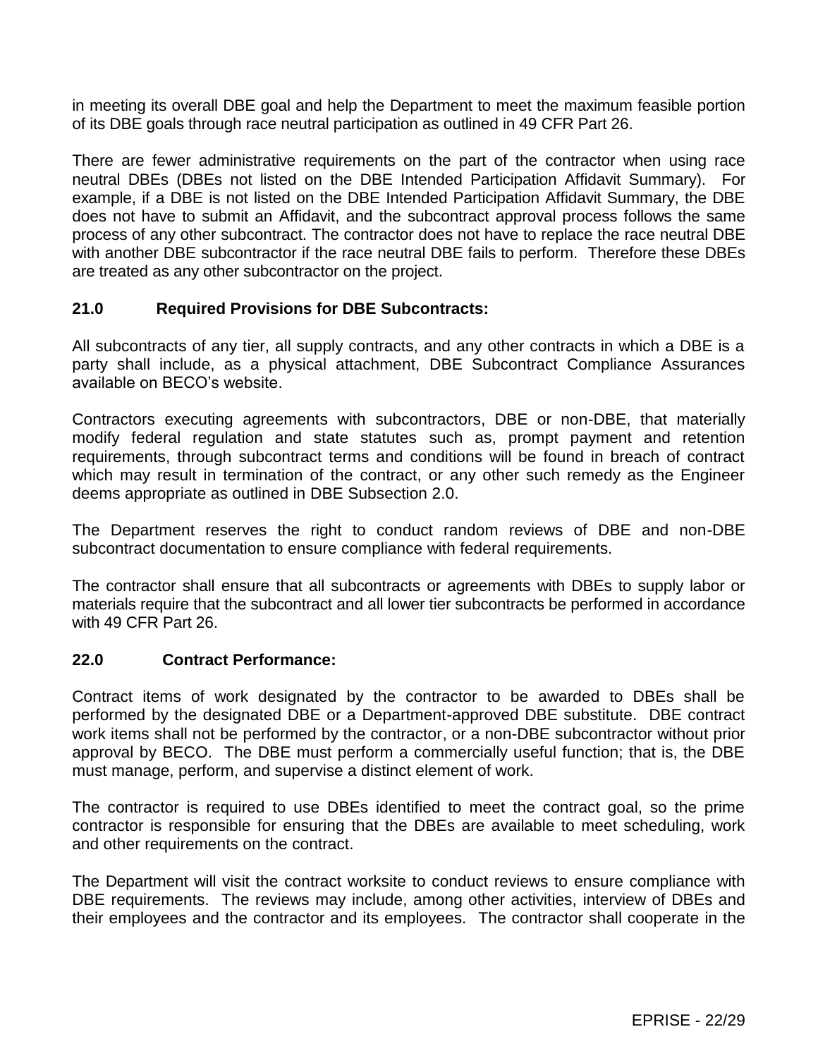in meeting its overall DBE goal and help the Department to meet the maximum feasible portion of its DBE goals through race neutral participation as outlined in 49 CFR Part 26.

There are fewer administrative requirements on the part of the contractor when using race neutral DBEs (DBEs not listed on the DBE Intended Participation Affidavit Summary). For example, if a DBE is not listed on the DBE Intended Participation Affidavit Summary, the DBE does not have to submit an Affidavit, and the subcontract approval process follows the same process of any other subcontract. The contractor does not have to replace the race neutral DBE with another DBE subcontractor if the race neutral DBE fails to perform. Therefore these DBEs are treated as any other subcontractor on the project.

## 21.0 Required Provisions for DBE Subcontracts:

All subcontracts of any tier, all supply contracts, and any other contracts in which a DBE is a party shall include, as a physical attachment, DBE Subcontract Compliance Assurances available on BECO's website.

Contractors executing agreements with subcontractors, DBE or non-DBE, that materially modify federal regulation and state statutes such as, prompt payment and retention requirements, through subcontract terms and conditions will be found in breach of contract which may result in termination of the contract, or any other such remedy as the Engineer deems appropriate as outlined in DBE Subsection 2.0.

The Department reserves the right to conduct random reviews of DBE and non-DBE subcontract documentation to ensure compliance with federal requirements.

The contractor shall ensure that all subcontracts or agreements with DBEs to supply labor or materials require that the subcontract and all lower tier subcontracts be performed in accordance with 49 CFR Part 26.

## 22.0 Contract Performance:

Contract items of work designated by the contractor to be awarded to DBEs shall be performed by the designated DBE or a Department-approved DBE substitute. DBE contract work items shall not be performed by the contractor, or a non-DBE subcontractor without prior approval by BECO. The DBE must perform a commercially useful function; that is, the DBE must manage, perform, and supervise a distinct element of work.

The contractor is required to use DBEs identified to meet the contract goal, so the prime contractor is responsible for ensuring that the DBEs are available to meet scheduling, work and other requirements on the contract.

The Department will visit the contract worksite to conduct reviews to ensure compliance with DBE requirements. The reviews may include, among other activities, interview of DBEs and their employees and the contractor and its employees. The contractor shall cooperate in the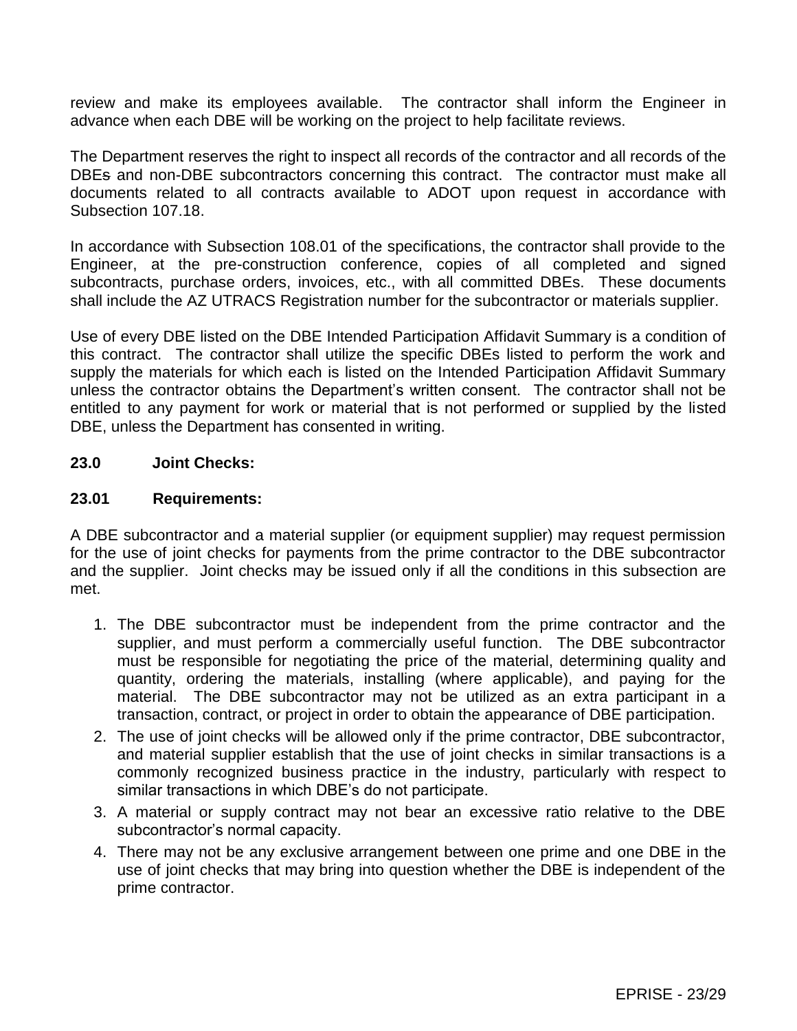review and make its employees available. The contractor shall inform the Engineer in advance when each DBE will be working on the project to help facilitate reviews.

The Department reserves the right to inspect all records of the contractor and all records of the DBEs and non-DBE subcontractors concerning this contract. The contractor must make all documents related to all contracts available to ADOT upon request in accordance with Subsection 107.18.

In accordance with Subsection 108.01 of the specifications, the contractor shall provide to the Engineer, at the pre-construction conference, copies of all completed and signed subcontracts, purchase orders, invoices, etc., with all committed DBEs. These documents shall include the AZ UTRACS Registration number for the subcontractor or materials supplier.

Use of every DBE listed on the DBE Intended Participation Affidavit Summary is a condition of this contract. The contractor shall utilize the specific DBEs listed to perform the work and supply the materials for which each is listed on the Intended Participation Affidavit Summary unless the contractor obtains the Department's written consent. The contractor shall not be entitled to any payment for work or material that is not performed or supplied by the listed DBE, unless the Department has consented in writing.

**23.0 Joint Checks:**

**23.01 Requirements:**

A DBE subcontractor and a material supplier (or equipment supplier) may request permission for the use of joint checks for payments from the prime contractor to the DBE subcontractor and the supplier. Joint checks may be issued only if all the conditions in this subsection are met.

1. The DBE subcontractor must be independent from the prime contractor and the supplier, and must perform a commercially useful function. The DBE subcontractor must be responsible for negotiating the price of the material, determining quality and quantity, ordering the materials, installing (where applicable), and paying for the material. The DBE subcontractor may not be utilized as an extra participant in a transaction, contract, or project in order to obtain the appearance of DBE participation.
2. The use of joint checks will be allowed only if the prime contractor, DBE subcontractor, and material supplier establish that the use of joint checks in similar transactions is a commonly recognized business practice in the industry, particularly with respect to similar transactions in which DBE's do not participate.
3. A material or supply contract may not bear an excessive ratio relative to the DBE subcontractor's normal capacity.
4. There may not be any exclusive arrangement between one prime and one DBE in the use of joint checks that may bring into question whether the DBE is independent of the prime contractor.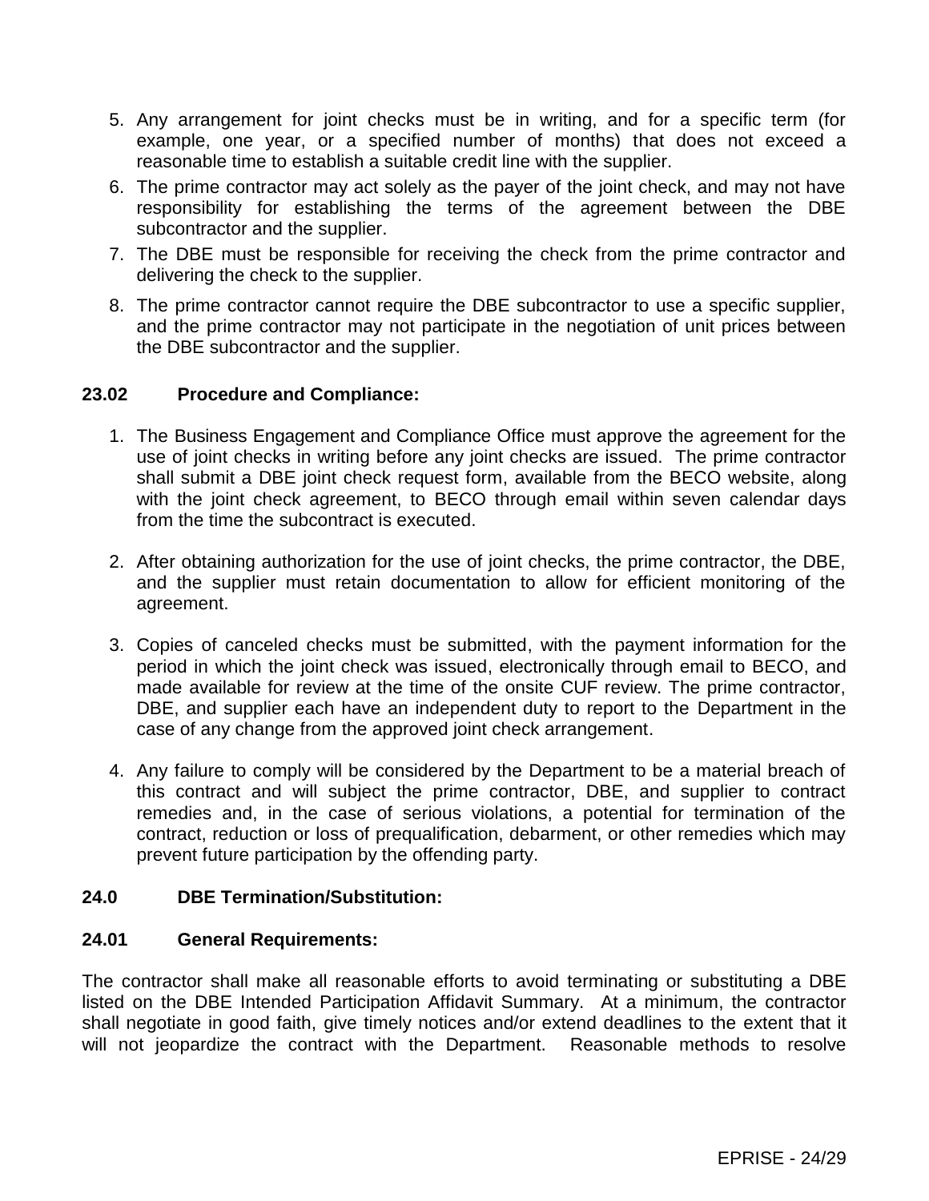5. Any arrangement for joint checks must be in writing, and for a specific term (for example, one year, or a specified number of months) that does not exceed a reasonable time to establish a suitable credit line with the supplier.
6. The prime contractor may act solely as the payer of the joint check, and may not have responsibility for establishing the terms of the agreement between the DBE subcontractor and the supplier.
7. The DBE must be responsible for receiving the check from the prime contractor and delivering the check to the supplier.
8. The prime contractor cannot require the DBE subcontractor to use a specific supplier, and the prime contractor may not participate in the negotiation of unit prices between the DBE subcontractor and the supplier.

**23.02 Procedure and Compliance:**

1. The Business Engagement and Compliance Office must approve the agreement for the use of joint checks in writing before any joint checks are issued. The prime contractor shall submit a DBE joint check request form, available from the BECO website, along with the joint check agreement, to BECO through email within seven calendar days from the time the subcontract is executed.

2. After obtaining authorization for the use of joint checks, the prime contractor, the DBE, and the supplier must retain documentation to allow for efficient monitoring of the agreement.

3. Copies of canceled checks must be submitted, with the payment information for the period in which the joint check was issued, electronically through email to BECO, and made available for review at the time of the onsite CUF review. The prime contractor, DBE, and supplier each have an independent duty to report to the Department in the case of any change from the approved joint check arrangement.

4. Any failure to comply will be considered by the Department to be a material breach of this contract and will subject the prime contractor, DBE, and supplier to contract remedies and, in the case of serious violations, a potential for termination of the contract, reduction or loss of prequalification, debarment, or other remedies which may prevent future participation by the offending party.

**24.0 DBE Termination/Substitution:**

**24.01 General Requirements:**

The contractor shall make all reasonable efforts to avoid terminating or substituting a DBE listed on the DBE Intended Participation Affidavit Summary. At a minimum, the contractor shall negotiate in good faith, give timely notices and/or extend deadlines to the extent that it will not jeopardize the contract with the Department. Reasonable methods to resolve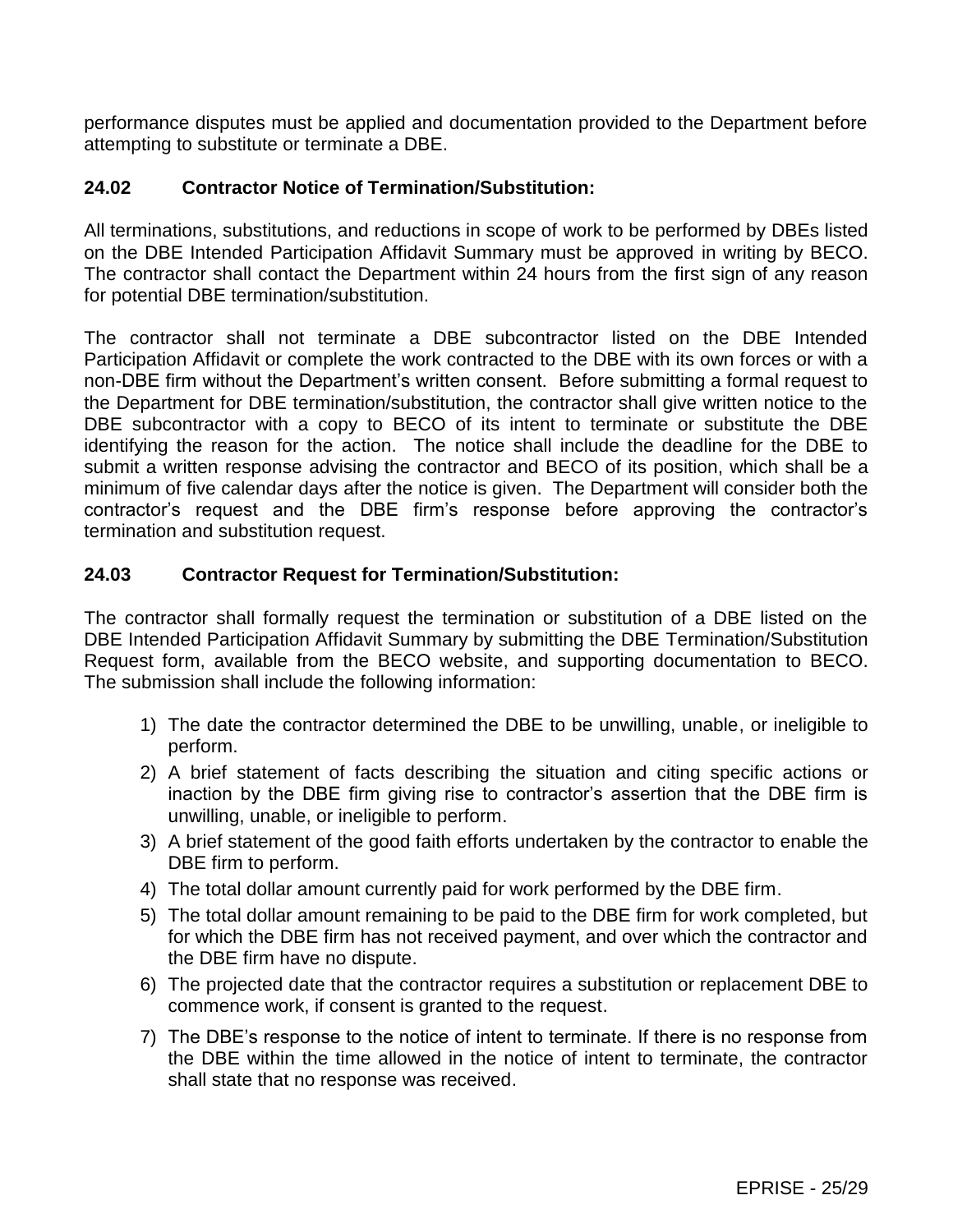performance disputes must be applied and documentation provided to the Department before attempting to substitute or terminate a DBE.

### 24.02 Contractor Notice of Termination/Substitution:

All terminations, substitutions, and reductions in scope of work to be performed by DBEs listed on the DBE Intended Participation Affidavit Summary must be approved in writing by BECO. The contractor shall contact the Department within 24 hours from the first sign of any reason for potential DBE termination/substitution.

The contractor shall not terminate a DBE subcontractor listed on the DBE Intended Participation Affidavit or complete the work contracted to the DBE with its own forces or with a non-DBE firm without the Department's written consent. Before submitting a formal request to the Department for DBE termination/substitution, the contractor shall give written notice to the DBE subcontractor with a copy to BECO of its intent to terminate or substitute the DBE identifying the reason for the action. The notice shall include the deadline for the DBE to submit a written response advising the contractor and BECO of its position, which shall be a minimum of five calendar days after the notice is given. The Department will consider both the contractor's request and the DBE firm's response before approving the contractor's termination and substitution request.

### 24.03 Contractor Request for Termination/Substitution:

The contractor shall formally request the termination or substitution of a DBE listed on the DBE Intended Participation Affidavit Summary by submitting the DBE Termination/Substitution Request form, available from the BECO website, and supporting documentation to BECO. The submission shall include the following information:

1) The date the contractor determined the DBE to be unwilling, unable, or ineligible to perform.
2) A brief statement of facts describing the situation and citing specific actions or inaction by the DBE firm giving rise to contractor's assertion that the DBE firm is unwilling, unable, or ineligible to perform.
3) A brief statement of the good faith efforts undertaken by the contractor to enable the DBE firm to perform.
4) The total dollar amount currently paid for work performed by the DBE firm.
5) The total dollar amount remaining to be paid to the DBE firm for work completed, but for which the DBE firm has not received payment, and over which the contractor and the DBE firm have no dispute.
6) The projected date that the contractor requires a substitution or replacement DBE to commence work, if consent is granted to the request.
7) The DBE's response to the notice of intent to terminate. If there is no response from the DBE within the time allowed in the notice of intent to terminate, the contractor shall state that no response was received.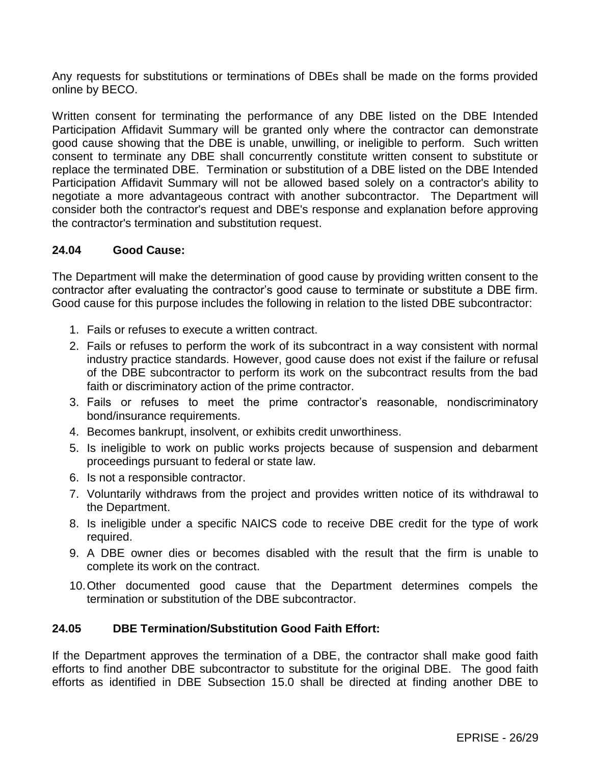Any requests for substitutions or terminations of DBEs shall be made on the forms provided online by BECO.

Written consent for terminating the performance of any DBE listed on the DBE Intended Participation Affidavit Summary will be granted only where the contractor can demonstrate good cause showing that the DBE is unable, unwilling, or ineligible to perform. Such written consent to terminate any DBE shall concurrently constitute written consent to substitute or replace the terminated DBE. Termination or substitution of a DBE listed on the DBE Intended Participation Affidavit Summary will not be allowed based solely on a contractor's ability to negotiate a more advantageous contract with another subcontractor. The Department will consider both the contractor's request and DBE's response and explanation before approving the contractor's termination and substitution request.

### 24.04 Good Cause:

The Department will make the determination of good cause by providing written consent to the contractor after evaluating the contractor's good cause to terminate or substitute a DBE firm. Good cause for this purpose includes the following in relation to the listed DBE subcontractor:

1. Fails or refuses to execute a written contract.
2. Fails or refuses to perform the work of its subcontract in a way consistent with normal industry practice standards. However, good cause does not exist if the failure or refusal of the DBE subcontractor to perform its work on the subcontract results from the bad faith or discriminatory action of the prime contractor.
3. Fails or refuses to meet the prime contractor's reasonable, nondiscriminatory bond/insurance requirements.
4. Becomes bankrupt, insolvent, or exhibits credit unworthiness.
5. Is ineligible to work on public works projects because of suspension and debarment proceedings pursuant to federal or state law.
6. Is not a responsible contractor.
7. Voluntarily withdraws from the project and provides written notice of its withdrawal to the Department.
8. Is ineligible under a specific NAICS code to receive DBE credit for the type of work required.
9. A DBE owner dies or becomes disabled with the result that the firm is unable to complete its work on the contract.
10. Other documented good cause that the Department determines compels the termination or substitution of the DBE subcontractor.

### 24.05 DBE Termination/Substitution Good Faith Effort:

If the Department approves the termination of a DBE, the contractor shall make good faith efforts to find another DBE subcontractor to substitute for the original DBE. The good faith efforts as identified in DBE Subsection 15.0 shall be directed at finding another DBE to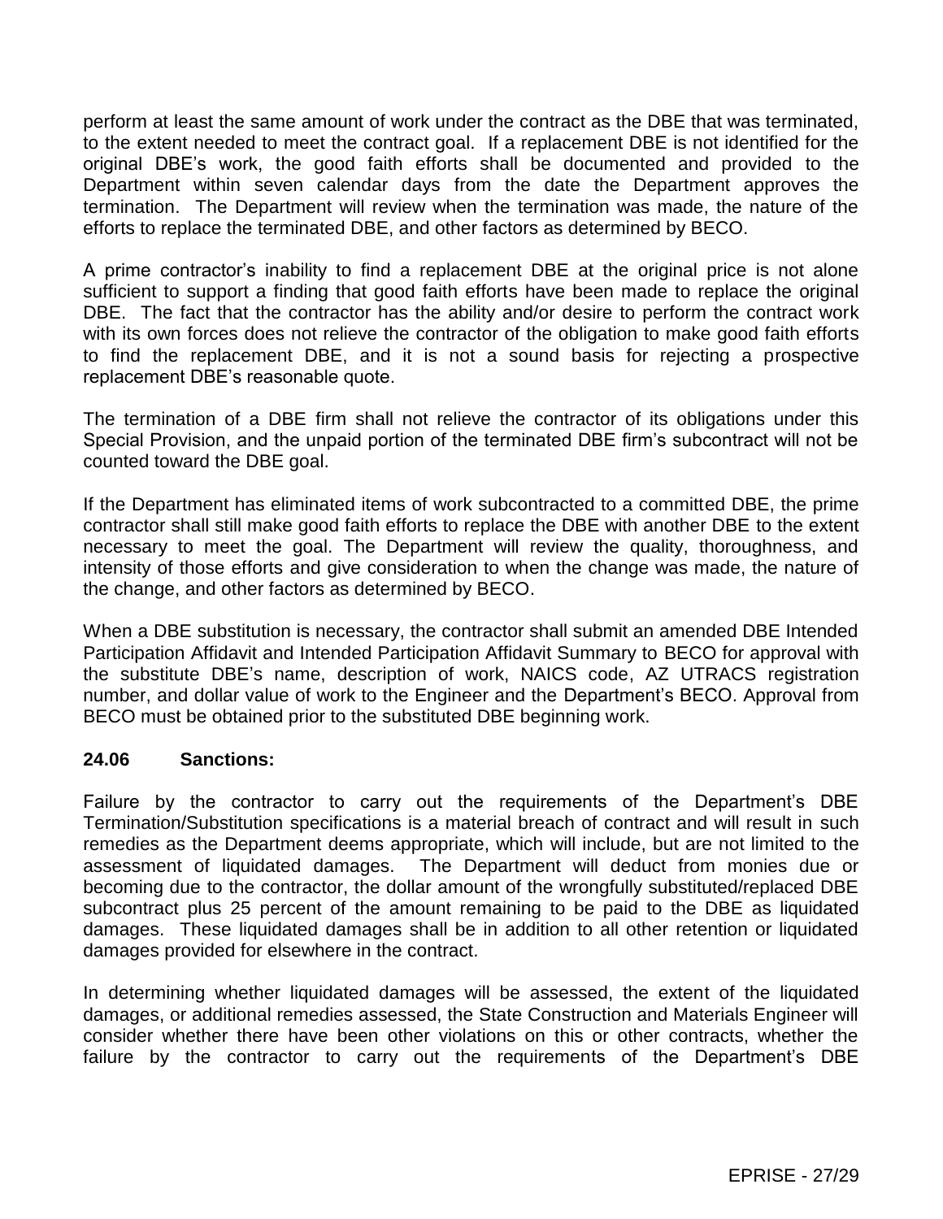perform at least the same amount of work under the contract as the DBE that was terminated, to the extent needed to meet the contract goal. If a replacement DBE is not identified for the original DBE's work, the good faith efforts shall be documented and provided to the Department within seven calendar days from the date the Department approves the termination. The Department will review when the termination was made, the nature of the efforts to replace the terminated DBE, and other factors as determined by BECO.

A prime contractor's inability to find a replacement DBE at the original price is not alone sufficient to support a finding that good faith efforts have been made to replace the original DBE. The fact that the contractor has the ability and/or desire to perform the contract work with its own forces does not relieve the contractor of the obligation to make good faith efforts to find the replacement DBE, and it is not a sound basis for rejecting a prospective replacement DBE's reasonable quote.

The termination of a DBE firm shall not relieve the contractor of its obligations under this Special Provision, and the unpaid portion of the terminated DBE firm's subcontract will not be counted toward the DBE goal.

If the Department has eliminated items of work subcontracted to a committed DBE, the prime contractor shall still make good faith efforts to replace the DBE with another DBE to the extent necessary to meet the goal. The Department will review the quality, thoroughness, and intensity of those efforts and give consideration to when the change was made, the nature of the change, and other factors as determined by BECO.

When a DBE substitution is necessary, the contractor shall submit an amended DBE Intended Participation Affidavit and Intended Participation Affidavit Summary to BECO for approval with the substitute DBE's name, description of work, NAICS code, AZ UTRACS registration number, and dollar value of work to the Engineer and the Department's BECO. Approval from BECO must be obtained prior to the substituted DBE beginning work.

### 24.06 Sanctions:

Failure by the contractor to carry out the requirements of the Department's DBE Termination/Substitution specifications is a material breach of contract and will result in such remedies as the Department deems appropriate, which will include, but are not limited to the assessment of liquidated damages. The Department will deduct from monies due or becoming due to the contractor, the dollar amount of the wrongfully substituted/replaced DBE subcontract plus 25 percent of the amount remaining to be paid to the DBE as liquidated damages. These liquidated damages shall be in addition to all other retention or liquidated damages provided for elsewhere in the contract.

In determining whether liquidated damages will be assessed, the extent of the liquidated damages, or additional remedies assessed, the State Construction and Materials Engineer will consider whether there have been other violations on this or other contracts, whether the failure by the contractor to carry out the requirements of the Department's DBE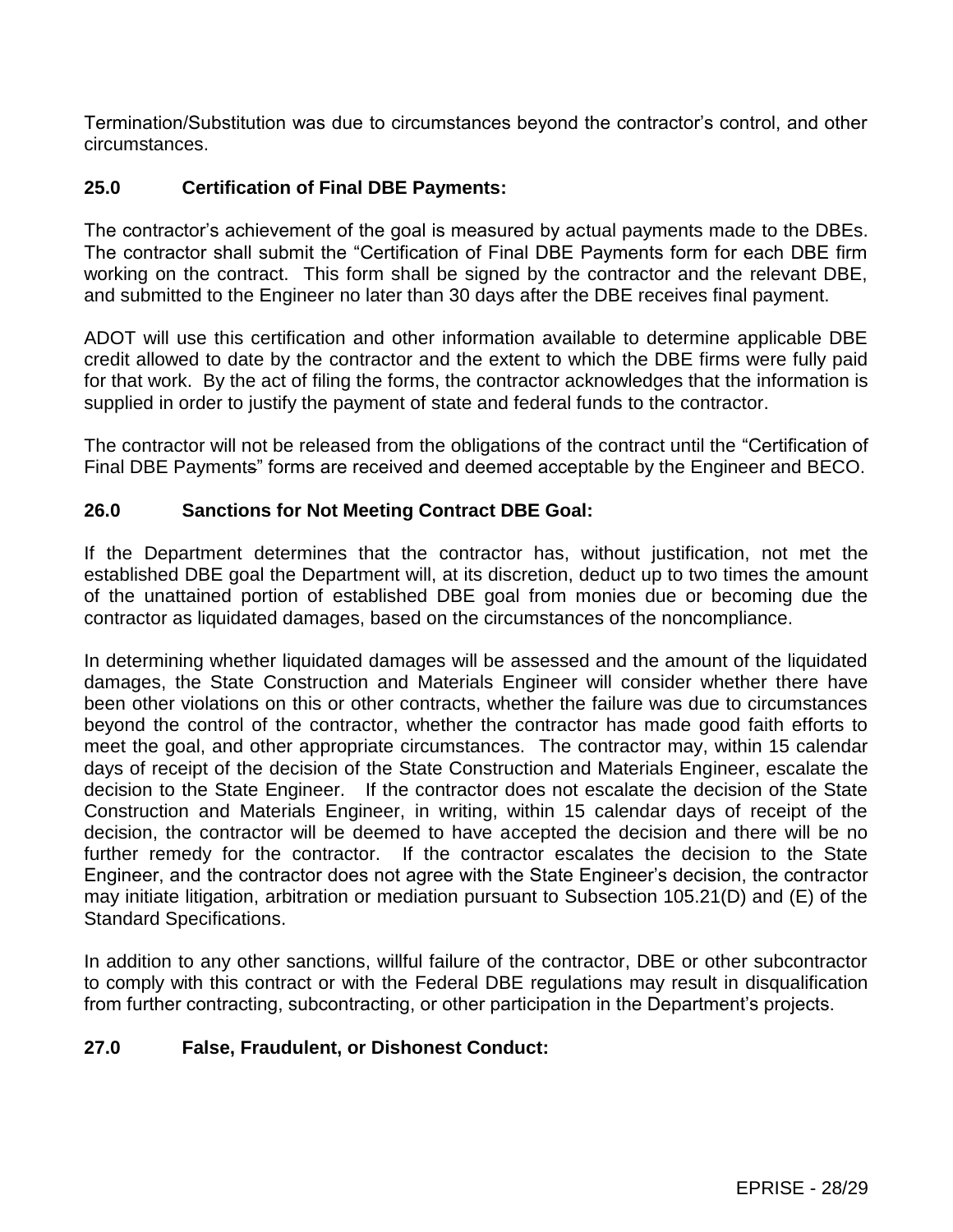Termination/Substitution was due to circumstances beyond the contractor's control, and other circumstances.

**25.0 Certification of Final DBE Payments:**

The contractor's achievement of the goal is measured by actual payments made to the DBEs. The contractor shall submit the "Certification of Final DBE Payments form for each DBE firm working on the contract. This form shall be signed by the contractor and the relevant DBE, and submitted to the Engineer no later than 30 days after the DBE receives final payment.

ADOT will use this certification and other information available to determine applicable DBE credit allowed to date by the contractor and the extent to which the DBE firms were fully paid for that work. By the act of filing the forms, the contractor acknowledges that the information is supplied in order to justify the payment of state and federal funds to the contractor.

The contractor will not be released from the obligations of the contract until the "Certification of Final DBE Payments" forms are received and deemed acceptable by the Engineer and BECO.

**26.0 Sanctions for Not Meeting Contract DBE Goal:**

If the Department determines that the contractor has, without justification, not met the established DBE goal the Department will, at its discretion, deduct up to two times the amount of the unattained portion of established DBE goal from monies due or becoming due the contractor as liquidated damages, based on the circumstances of the noncompliance.

In determining whether liquidated damages will be assessed and the amount of the liquidated damages, the State Construction and Materials Engineer will consider whether there have been other violations on this or other contracts, whether the failure was due to circumstances beyond the control of the contractor, whether the contractor has made good faith efforts to meet the goal, and other appropriate circumstances. The contractor may, within 15 calendar days of receipt of the decision of the State Construction and Materials Engineer, escalate the decision to the State Engineer. If the contractor does not escalate the decision of the State Construction and Materials Engineer, in writing, within 15 calendar days of receipt of the decision, the contractor will be deemed to have accepted the decision and there will be no further remedy for the contractor. If the contractor escalates the decision to the State Engineer, and the contractor does not agree with the State Engineer's decision, the contractor may initiate litigation, arbitration or mediation pursuant to Subsection 105.21(D) and (E) of the Standard Specifications.

In addition to any other sanctions, willful failure of the contractor, DBE or other subcontractor to comply with this contract or with the Federal DBE regulations may result in disqualification from further contracting, subcontracting, or other participation in the Department's projects.

**27.0 False, Fraudulent, or Dishonest Conduct:**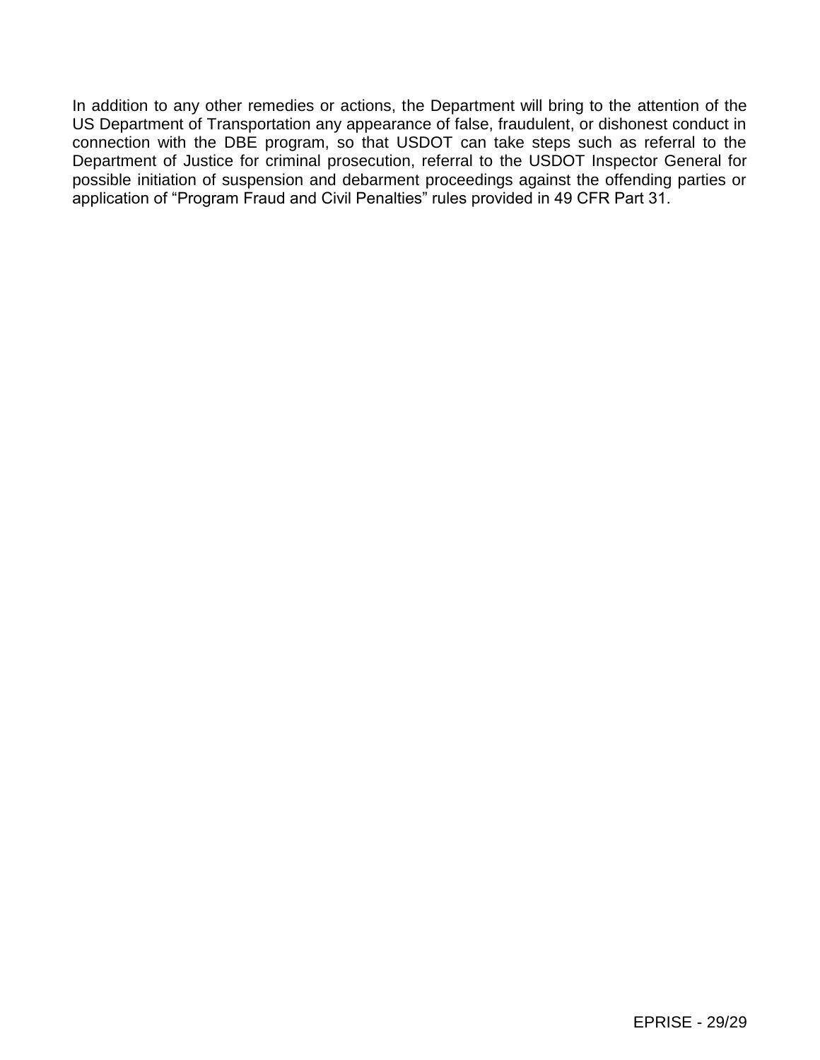In addition to any other remedies or actions, the Department will bring to the attention of the US Department of Transportation any appearance of false, fraudulent, or dishonest conduct in connection with the DBE program, so that USDOT can take steps such as referral to the Department of Justice for criminal prosecution, referral to the USDOT Inspector General for possible initiation of suspension and debarment proceedings against the offending parties or application of "Program Fraud and Civil Penalties" rules provided in 49 CFR Part 31.